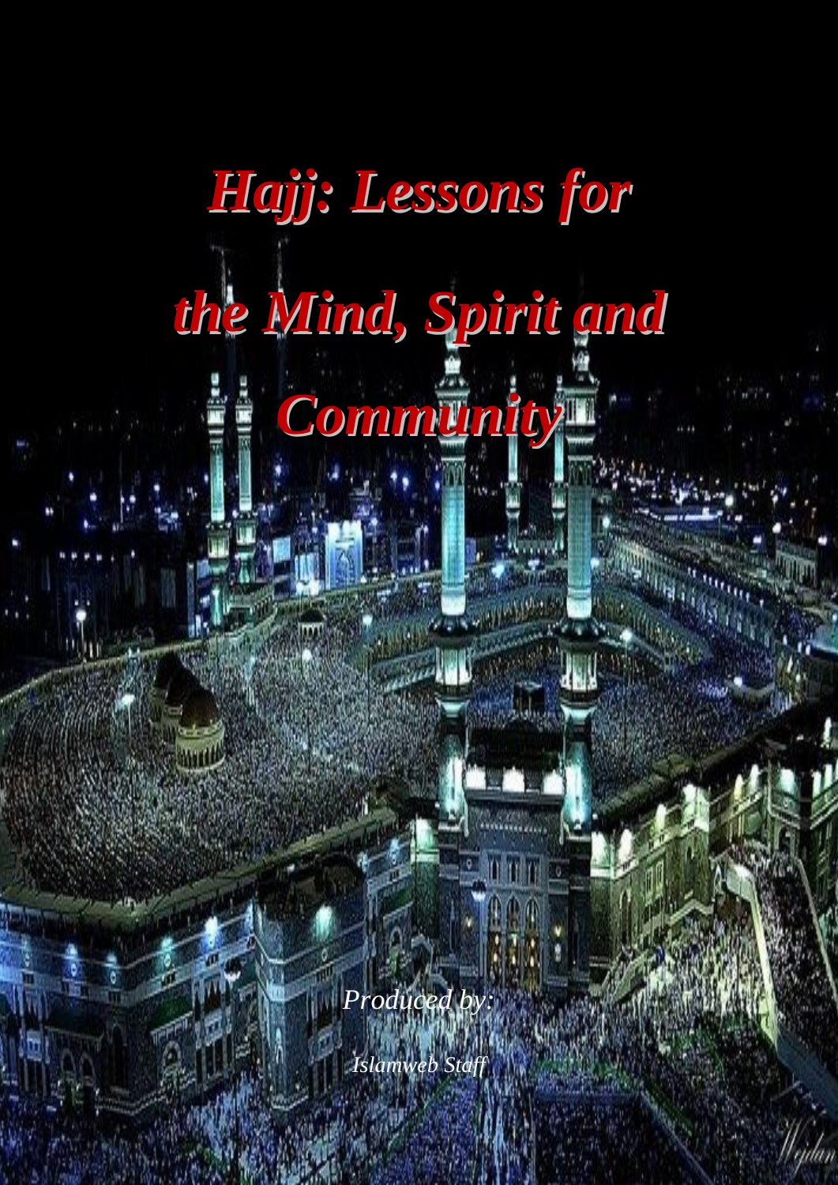# *Hajj: Lessons for the Mind, Spirit and Community*

*Produced by:*

*Islamweb Staff*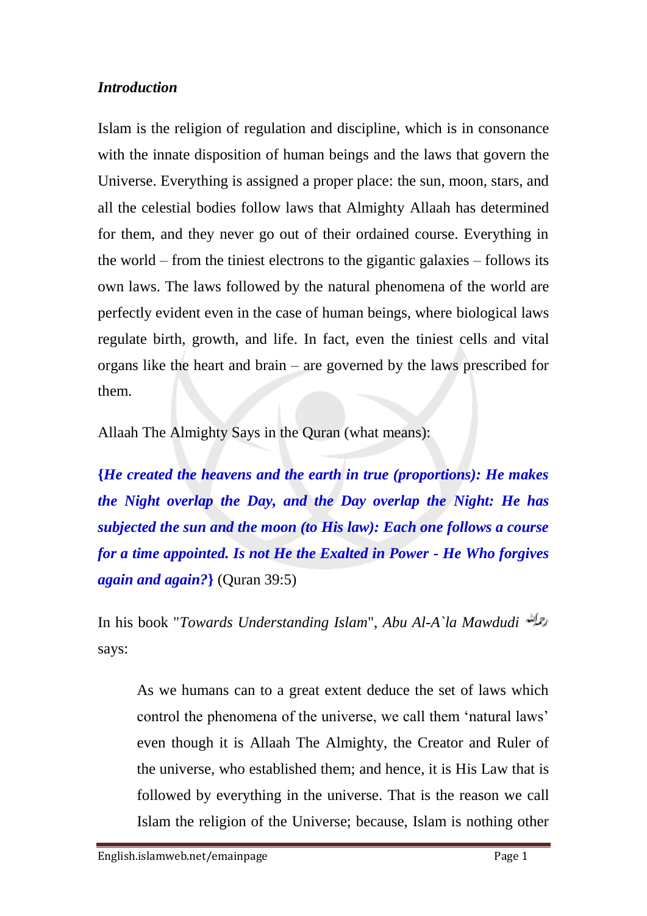***Introduction***

Islam is the religion of regulation and discipline, which is in consonance with the innate disposition of human beings and the laws that govern the Universe. Everything is assigned a proper place: the sun, moon, stars, and all the celestial bodies follow laws that Almighty Allaah has determined for them, and they never go out of their ordained course. Everything in the world – from the tiniest electrons to the gigantic galaxies – follows its own laws. The laws followed by the natural phenomena of the world are perfectly evident even in the case of human beings, where biological laws regulate birth, growth, and life. In fact, even the tiniest cells and vital organs like the heart and brain – are governed by the laws prescribed for them.

Allaah The Almighty Says in the Quran (what means):

***{He created the heavens and the earth in true (proportions): He makes the Night overlap the Day, and the Day overlap the Night: He has subjected the sun and the moon (to His law): Each one follows a course for a time appointed. Is not He the Exalted in Power - He Who forgives again and again?}*** (Quran 39:5)

In his book "*Towards Understanding Islam*", *Abu Al-A`la Mawdudi* رحمه الله says:

> As we humans can to a great extent deduce the set of laws which control the phenomena of the universe, we call them 'natural laws' even though it is Allaah The Almighty, the Creator and Ruler of the universe, who established them; and hence, it is His Law that is followed by everything in the universe. That is the reason we call Islam the religion of the Universe; because, Islam is nothing other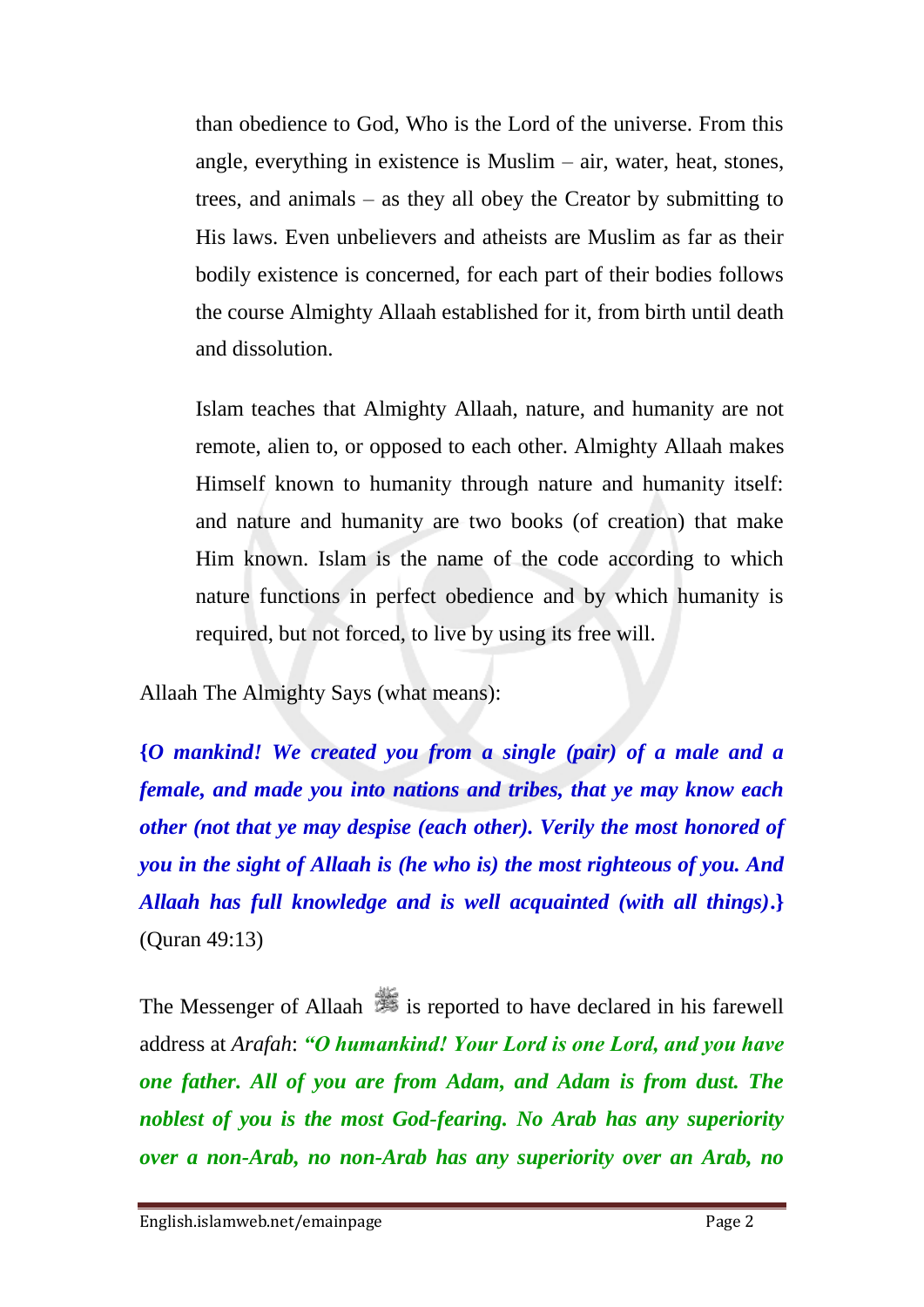than obedience to God, Who is the Lord of the universe. From this angle, everything in existence is Muslim – air, water, heat, stones, trees, and animals – as they all obey the Creator by submitting to His laws. Even unbelievers and atheists are Muslim as far as their bodily existence is concerned, for each part of their bodies follows the course Almighty Allaah established for it, from birth until death and dissolution.

Islam teaches that Almighty Allaah, nature, and humanity are not remote, alien to, or opposed to each other. Almighty Allaah makes Himself known to humanity through nature and humanity itself: and nature and humanity are two books (of creation) that make Him known. Islam is the name of the code according to which nature functions in perfect obedience and by which humanity is required, but not forced, to live by using its free will.

Allaah The Almighty Says (what means):

***{O mankind! We created you from a single (pair) of a male and a female, and made you into nations and tribes, that ye may know each other (not that ye may despise (each other). Verily the most honored of you in the sight of Allaah is (he who is) the most righteous of you. And Allaah has full knowledge and is well acquainted (with all things).}*** (Quran 49:13)

The Messenger of Allaah ﷺ is reported to have declared in his farewell address at *Arafah*: ***"O humankind! Your Lord is one Lord, and you have one father. All of you are from Adam, and Adam is from dust. The noblest of you is the most God-fearing. No Arab has any superiority over a non-Arab, no non-Arab has any superiority over an Arab, no***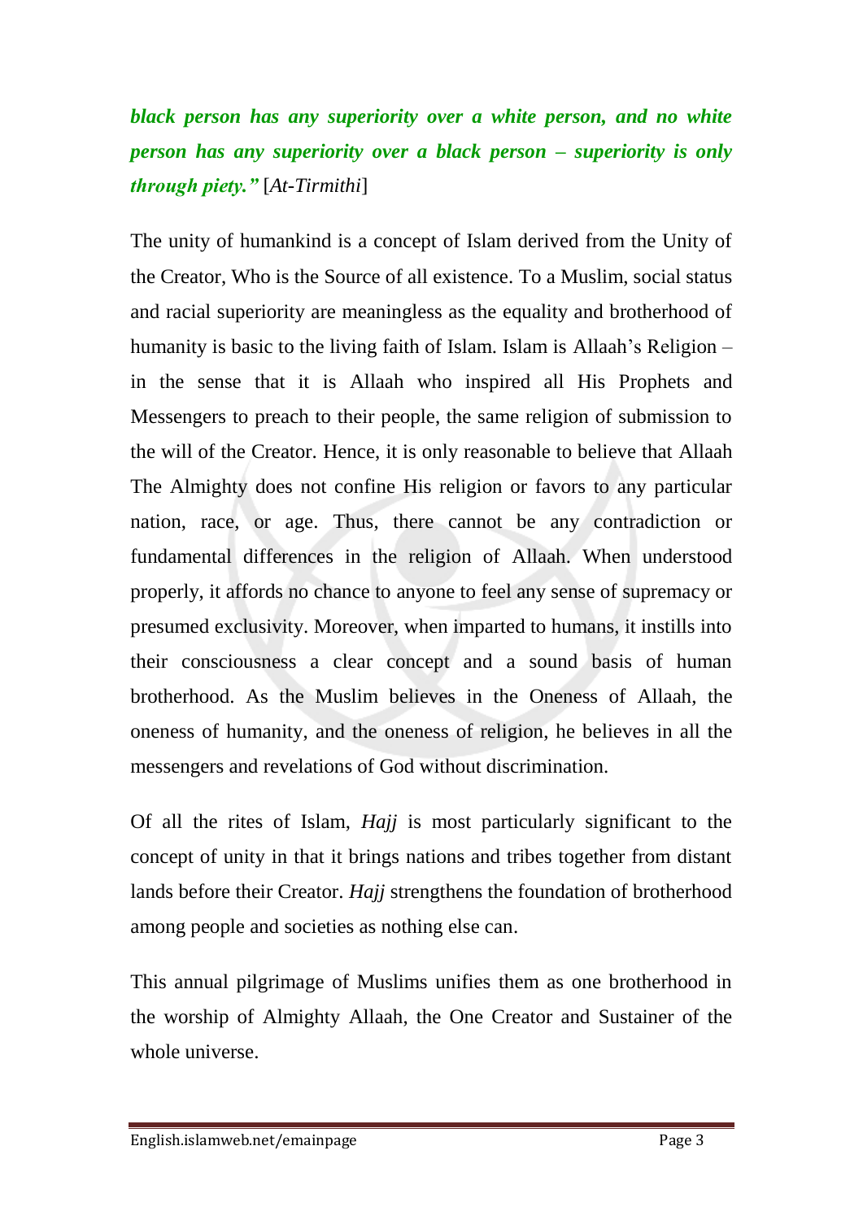***black person has any superiority over a white person, and no white person has any superiority over a black person – superiority is only through piety."*** [*At-Tirmithi*]

The unity of humankind is a concept of Islam derived from the Unity of the Creator, Who is the Source of all existence. To a Muslim, social status and racial superiority are meaningless as the equality and brotherhood of humanity is basic to the living faith of Islam. Islam is Allaah's Religion – in the sense that it is Allaah who inspired all His Prophets and Messengers to preach to their people, the same religion of submission to the will of the Creator. Hence, it is only reasonable to believe that Allaah The Almighty does not confine His religion or favors to any particular nation, race, or age. Thus, there cannot be any contradiction or fundamental differences in the religion of Allaah. When understood properly, it affords no chance to anyone to feel any sense of supremacy or presumed exclusivity. Moreover, when imparted to humans, it instills into their consciousness a clear concept and a sound basis of human brotherhood. As the Muslim believes in the Oneness of Allaah, the oneness of humanity, and the oneness of religion, he believes in all the messengers and revelations of God without discrimination.

Of all the rites of Islam, *Hajj* is most particularly significant to the concept of unity in that it brings nations and tribes together from distant lands before their Creator. *Hajj* strengthens the foundation of brotherhood among people and societies as nothing else can.

This annual pilgrimage of Muslims unifies them as one brotherhood in the worship of Almighty Allaah, the One Creator and Sustainer of the whole universe.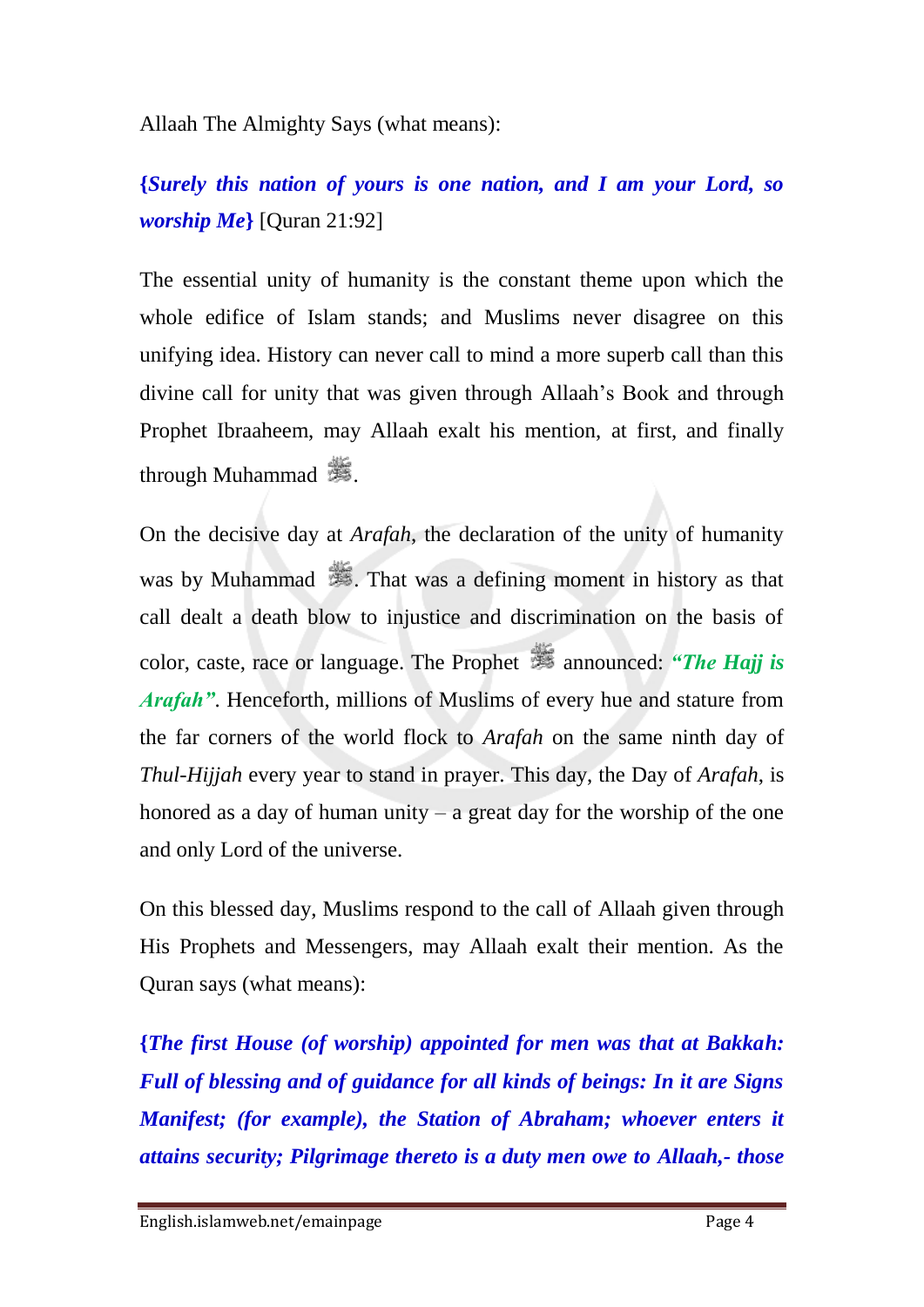Allaah The Almighty Says (what means):

***{Surely this nation of yours is one nation, and I am your Lord, so worship Me}*** [Quran 21:92]

The essential unity of humanity is the constant theme upon which the whole edifice of Islam stands; and Muslims never disagree on this unifying idea. History can never call to mind a more superb call than this divine call for unity that was given through Allaah's Book and through Prophet Ibraaheem, may Allaah exalt his mention, at first, and finally through Muhammad ﷺ.

On the decisive day at *Arafah*, the declaration of the unity of humanity was by Muhammad ﷺ. That was a defining moment in history as that call dealt a death blow to injustice and discrimination on the basis of color, caste, race or language. The Prophet ﷺ announced: ***"The Hajj is Arafah"***. Henceforth, millions of Muslims of every hue and stature from the far corners of the world flock to *Arafah* on the same ninth day of *Thul-Hijjah* every year to stand in prayer. This day, the Day of *Arafah*, is honored as a day of human unity – a great day for the worship of the one and only Lord of the universe.

On this blessed day, Muslims respond to the call of Allaah given through His Prophets and Messengers, may Allaah exalt their mention. As the Quran says (what means):

***{The first House (of worship) appointed for men was that at Bakkah: Full of blessing and of guidance for all kinds of beings: In it are Signs Manifest; (for example), the Station of Abraham; whoever enters it attains security; Pilgrimage thereto is a duty men owe to Allaah,- those***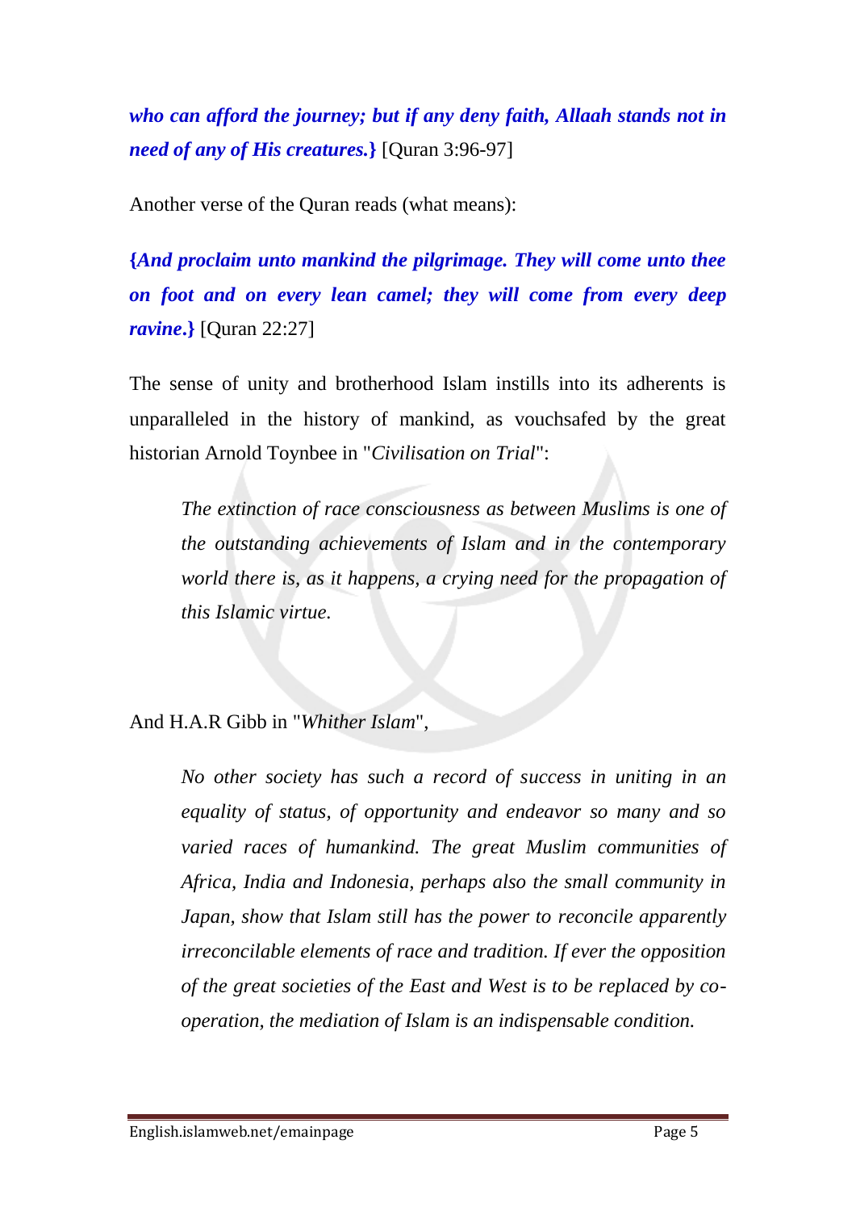***who can afford the journey; but if any deny faith, Allaah stands not in need of any of His creatures.}*** [Quran 3:96-97]

Another verse of the Quran reads (what means):

***{And proclaim unto mankind the pilgrimage. They will come unto thee on foot and on every lean camel; they will come from every deep ravine.}*** [Quran 22:27]

The sense of unity and brotherhood Islam instills into its adherents is unparalleled in the history of mankind, as vouchsafed by the great historian Arnold Toynbee in "*Civilisation on Trial*":

> *The extinction of race consciousness as between Muslims is one of the outstanding achievements of Islam and in the contemporary world there is, as it happens, a crying need for the propagation of this Islamic virtue.*

And H.A.R Gibb in "*Whither Islam*",

> *No other society has such a record of success in uniting in an equality of status, of opportunity and endeavor so many and so varied races of humankind. The great Muslim communities of Africa, India and Indonesia, perhaps also the small community in Japan, show that Islam still has the power to reconcile apparently irreconcilable elements of race and tradition. If ever the opposition of the great societies of the East and West is to be replaced by co-operation, the mediation of Islam is an indispensable condition.*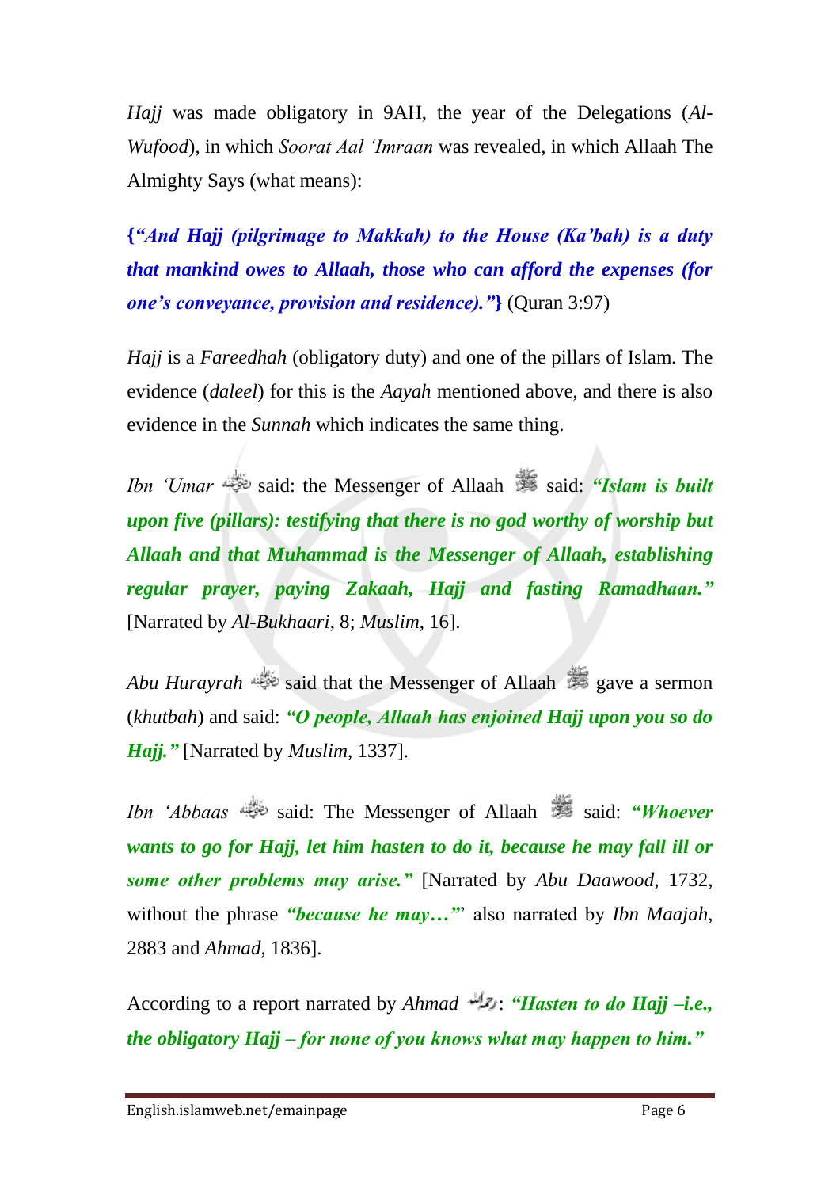*Hajj* was made obligatory in 9AH, the year of the Delegations (*Al-Wufood*), in which *Soorat Aal 'Imraan* was revealed, in which Allaah The Almighty Says (what means):

**{*"And Hajj (pilgrimage to Makkah) to the House (Ka'bah) is a duty that mankind owes to Allaah, those who can afford the expenses (for one's conveyance, provision and residence)."*}** (Quran 3:97)

*Hajj* is a *Fareedhah* (obligatory duty) and one of the pillars of Islam. The evidence (*daleel*) for this is the *Aayah* mentioned above, and there is also evidence in the *Sunnah* which indicates the same thing.

*Ibn 'Umar* said: the Messenger of Allaah said: ***"Islam is built upon five (pillars): testifying that there is no god worthy of worship but Allaah and that Muhammad is the Messenger of Allaah, establishing regular prayer, paying Zakaah, Hajj and fasting Ramadhaan."*** [Narrated by *Al-Bukhaari*, 8; *Muslim*, 16].

*Abu Hurayrah* said that the Messenger of Allaah gave a sermon (*khutbah*) and said: ***"O people, Allaah has enjoined Hajj upon you so do Hajj."*** [Narrated by *Muslim*, 1337].

*Ibn 'Abbaas* said: The Messenger of Allaah said: ***"Whoever wants to go for Hajj, let him hasten to do it, because he may fall ill or some other problems may arise."*** [Narrated by *Abu Daawood*, 1732, without the phrase ***"because he may…"*** also narrated by *Ibn Maajah*, 2883 and *Ahmad*, 1836].

According to a report narrated by *Ahmad*: ***"Hasten to do Hajj –i.e., the obligatory Hajj – for none of you knows what may happen to him."***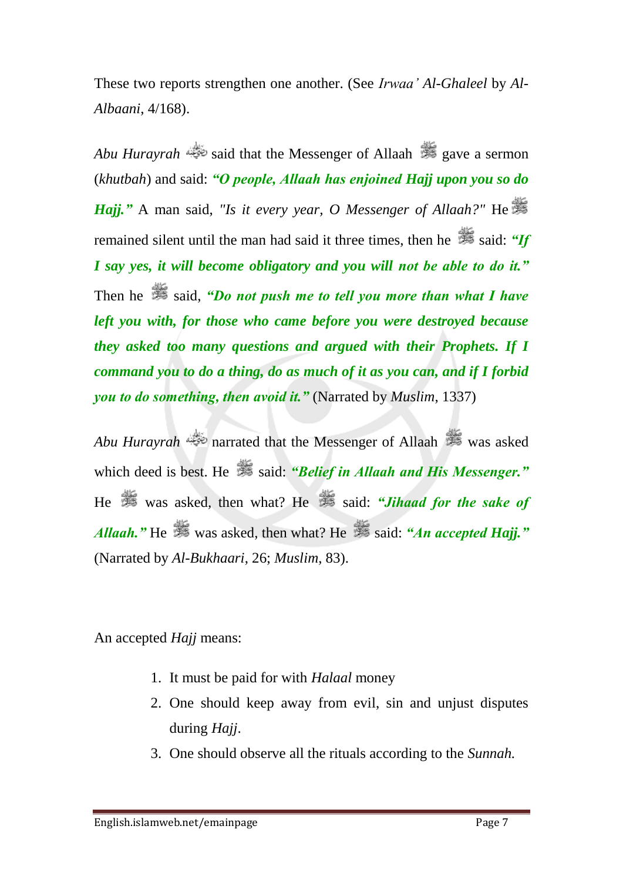These two reports strengthen one another. (See *Irwaa' Al-Ghaleel* by *Al-Albaani*, 4/168).

*Abu Hurayrah* ﵁ said that the Messenger of Allaah ﷺ gave a sermon (*khutbah*) and said: ***"O people, Allaah has enjoined Hajj upon you so do Hajj."*** A man said, *"Is it every year, O Messenger of Allaah?"* He ﷺ remained silent until the man had said it three times, then he ﷺ said: ***"If I say yes, it will become obligatory and you will not be able to do it."*** Then he ﷺ said, ***"Do not push me to tell you more than what I have left you with, for those who came before you were destroyed because they asked too many questions and argued with their Prophets. If I command you to do a thing, do as much of it as you can, and if I forbid you to do something, then avoid it."*** (Narrated by *Muslim*, 1337)

*Abu Hurayrah* ﵁ narrated that the Messenger of Allaah ﷺ was asked which deed is best. He ﷺ said: ***"Belief in Allaah and His Messenger."*** He ﷺ was asked, then what? He ﷺ said: ***"Jihaad for the sake of Allaah."*** He ﷺ was asked, then what? He ﷺ said: ***"An accepted Hajj."*** (Narrated by *Al-Bukhaari*, 26; *Muslim*, 83).

An accepted *Hajj* means:

1. It must be paid for with *Halaal* money
2. One should keep away from evil, sin and unjust disputes during *Hajj*.
3. One should observe all the rituals according to the *Sunnah.*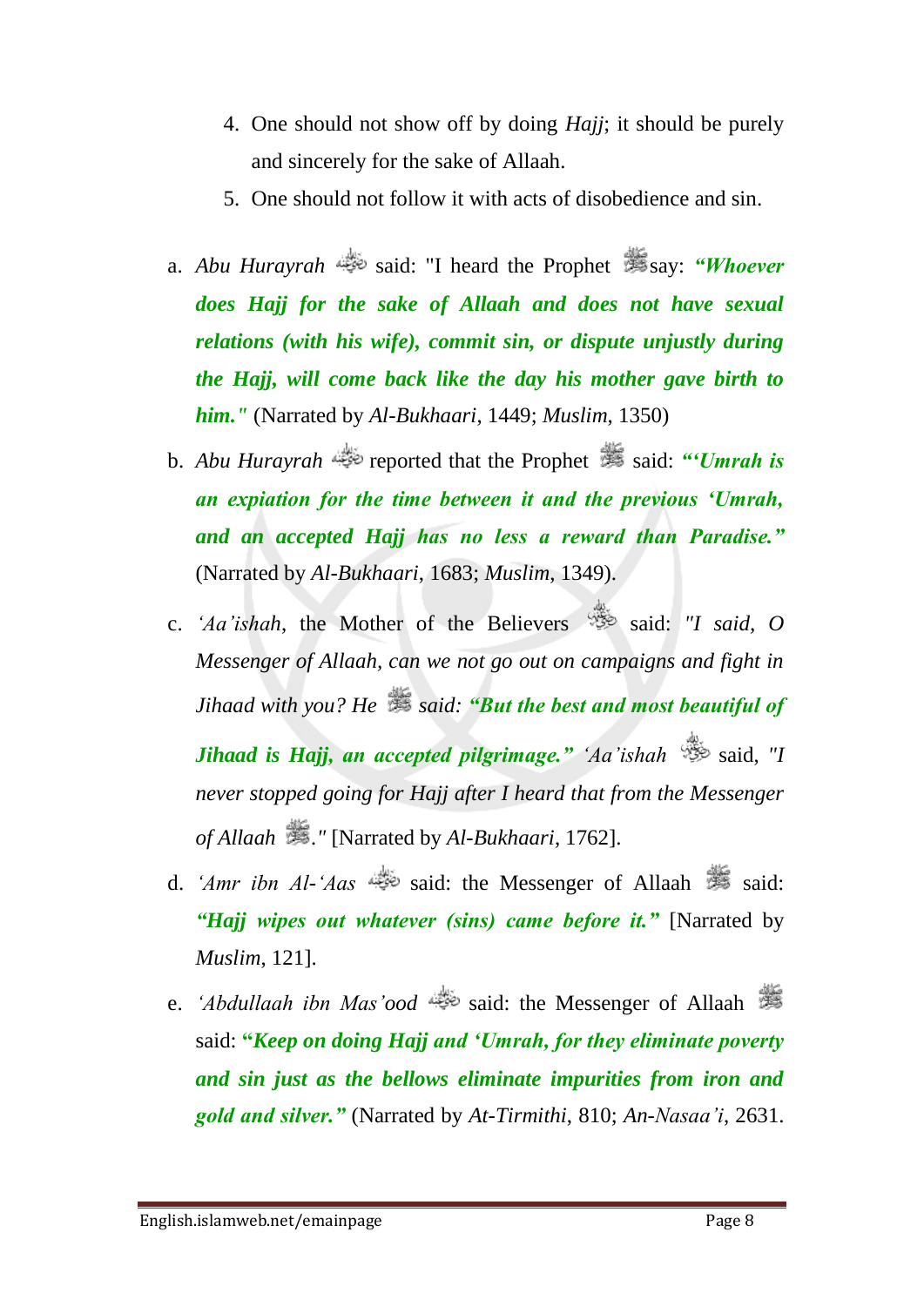4. One should not show off by doing *Hajj*; it should be purely and sincerely for the sake of Allaah.
5. One should not follow it with acts of disobedience and sin.

a. *Abu Hurayrah* said: "I heard the Prophet say: ***"Whoever does Hajj for the sake of Allaah and does not have sexual relations (with his wife), commit sin, or dispute unjustly during the Hajj, will come back like the day his mother gave birth to him."*** (Narrated by *Al-Bukhaari*, 1449; *Muslim*, 1350)

b. *Abu Hurayrah* reported that the Prophet said: ***"'Umrah is an expiation for the time between it and the previous 'Umrah, and an accepted Hajj has no less a reward than Paradise."*** (Narrated by *Al-Bukhaari*, 1683; *Muslim*, 1349).

c. *'Aa'ishah*, the Mother of the Believers said: *"I said, O Messenger of Allaah, can we not go out on campaigns and fight in Jihaad with you? He said:* ***"But the best and most beautiful of Jihaad is Hajj, an accepted pilgrimage."*** *'Aa'ishah* said, *"I never stopped going for Hajj after I heard that from the Messenger of Allaah ."* [Narrated by *Al-Bukhaari*, 1762].

d. *'Amr ibn Al-'Aas* said: the Messenger of Allaah said: ***"Hajj wipes out whatever (sins) came before it."*** [Narrated by *Muslim*, 121].

e. *'Abdullaah ibn Mas'ood* said: the Messenger of Allaah said: ***"Keep on doing Hajj and 'Umrah, for they eliminate poverty and sin just as the bellows eliminate impurities from iron and gold and silver."*** (Narrated by *At-Tirmithi*, 810; *An-Nasaa'i*, 2631.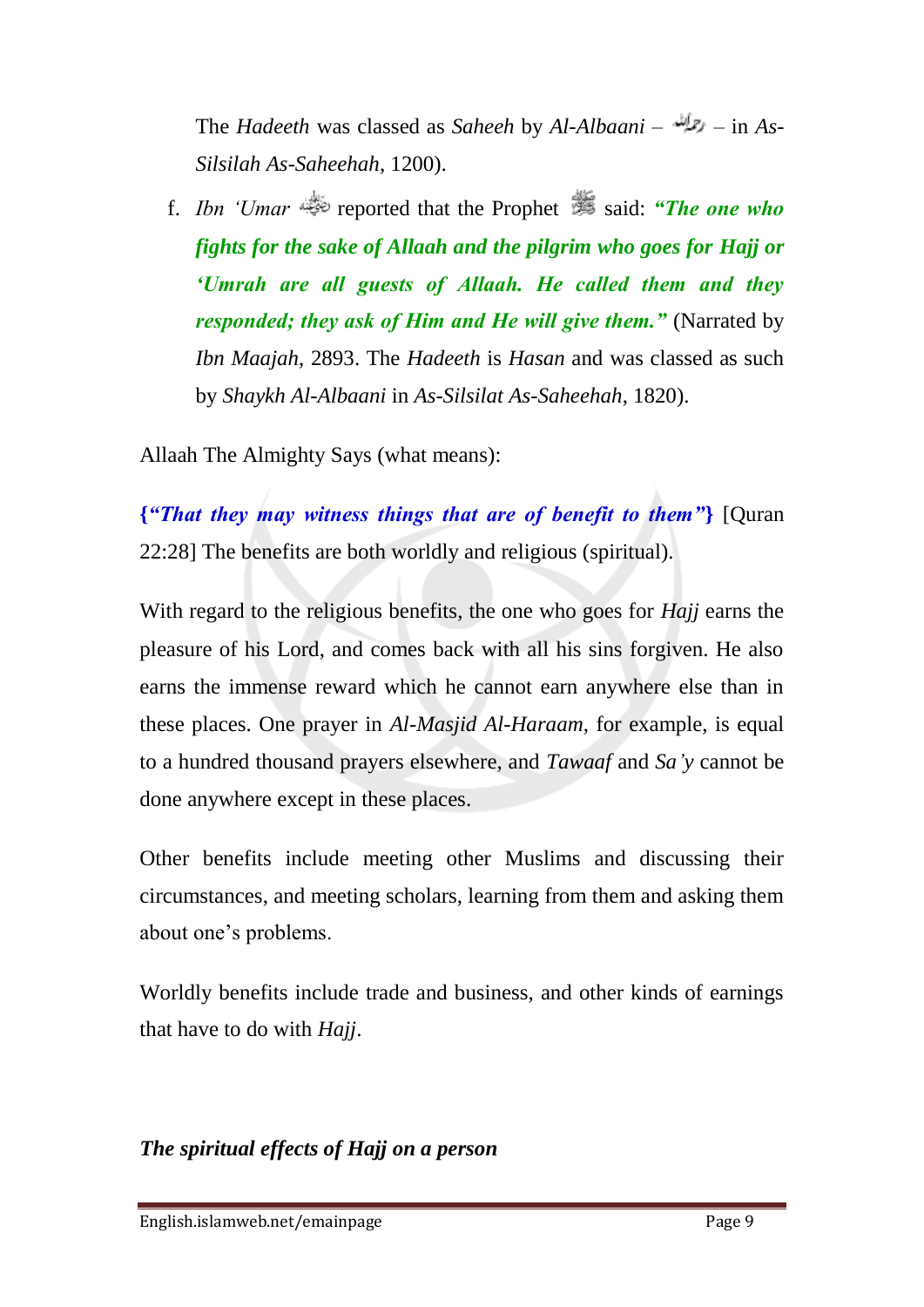The *Hadeeth* was classed as *Saheeh* by *Al-Albaani* – رحمه الله – in *As-Silsilah As-Saheehah*, 1200).

f. *Ibn 'Umar* رضي الله عنه reported that the Prophet ﷺ said: ***"The one who fights for the sake of Allaah and the pilgrim who goes for Hajj or 'Umrah are all guests of Allaah. He called them and they responded; they ask of Him and He will give them."*** (Narrated by *Ibn Maajah*, 2893. The *Hadeeth* is *Hasan* and was classed as such by *Shaykh Al-Albaani* in *As-Silsilat As-Saheehah*, 1820).

Allaah The Almighty Says (what means):

**{*"That they may witness things that are of benefit to them"*}** [Quran 22:28] The benefits are both worldly and religious (spiritual).

With regard to the religious benefits, the one who goes for *Hajj* earns the pleasure of his Lord, and comes back with all his sins forgiven. He also earns the immense reward which he cannot earn anywhere else than in these places. One prayer in *Al-Masjid Al-Haraam*, for example, is equal to a hundred thousand prayers elsewhere, and *Tawaaf* and *Sa'y* cannot be done anywhere except in these places.

Other benefits include meeting other Muslims and discussing their circumstances, and meeting scholars, learning from them and asking them about one's problems.

Worldly benefits include trade and business, and other kinds of earnings that have to do with *Hajj*.

***The spiritual effects of Hajj on a person***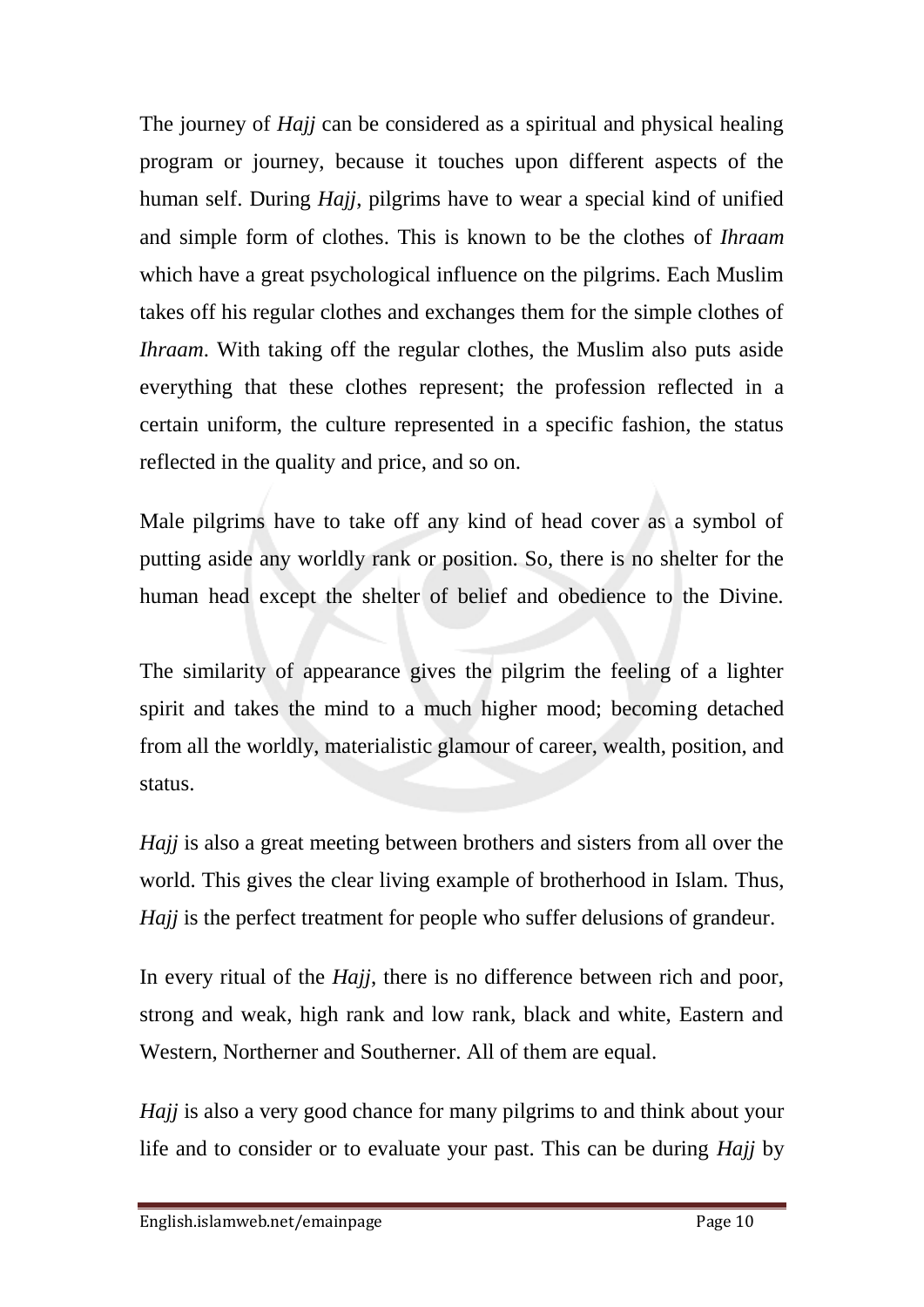The journey of *Hajj* can be considered as a spiritual and physical healing program or journey, because it touches upon different aspects of the human self. During *Hajj*, pilgrims have to wear a special kind of unified and simple form of clothes. This is known to be the clothes of *Ihraam* which have a great psychological influence on the pilgrims. Each Muslim takes off his regular clothes and exchanges them for the simple clothes of *Ihraam*. With taking off the regular clothes, the Muslim also puts aside everything that these clothes represent; the profession reflected in a certain uniform, the culture represented in a specific fashion, the status reflected in the quality and price, and so on.

Male pilgrims have to take off any kind of head cover as a symbol of putting aside any worldly rank or position. So, there is no shelter for the human head except the shelter of belief and obedience to the Divine.

The similarity of appearance gives the pilgrim the feeling of a lighter spirit and takes the mind to a much higher mood; becoming detached from all the worldly, materialistic glamour of career, wealth, position, and status.

*Hajj* is also a great meeting between brothers and sisters from all over the world. This gives the clear living example of brotherhood in Islam. Thus, *Hajj* is the perfect treatment for people who suffer delusions of grandeur.

In every ritual of the *Hajj*, there is no difference between rich and poor, strong and weak, high rank and low rank, black and white, Eastern and Western, Northerner and Southerner. All of them are equal.

*Hajj* is also a very good chance for many pilgrims to and think about your life and to consider or to evaluate your past. This can be during *Hajj* by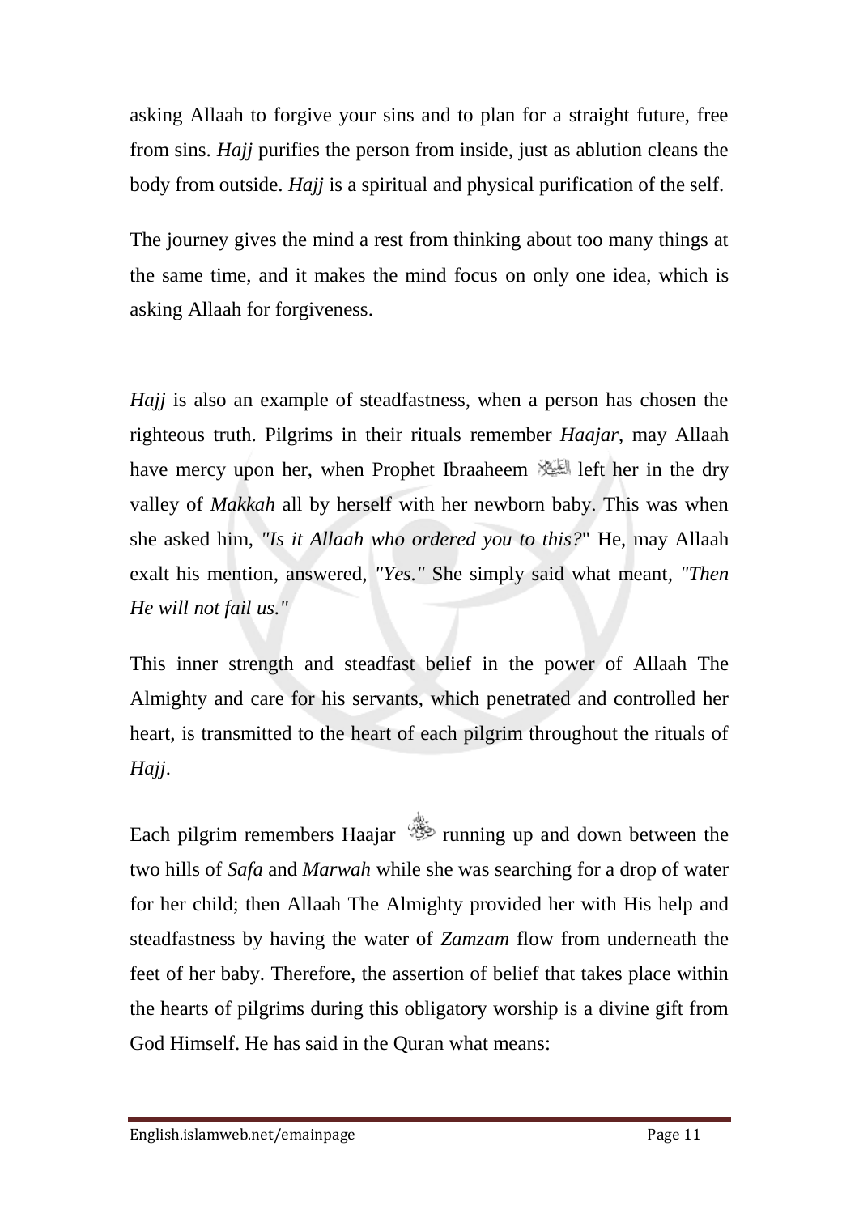asking Allaah to forgive your sins and to plan for a straight future, free from sins. *Hajj* purifies the person from inside, just as ablution cleans the body from outside. *Hajj* is a spiritual and physical purification of the self.

The journey gives the mind a rest from thinking about too many things at the same time, and it makes the mind focus on only one idea, which is asking Allaah for forgiveness.

*Hajj* is also an example of steadfastness, when a person has chosen the righteous truth. Pilgrims in their rituals remember *Haajar*, may Allaah have mercy upon her, when Prophet Ibraaheem عليه السلام left her in the dry valley of *Makkah* all by herself with her newborn baby. This was when she asked him, *"Is it Allaah who ordered you to this?"* He, may Allaah exalt his mention, answered, *"Yes."* She simply said what meant, *"Then He will not fail us."*

This inner strength and steadfast belief in the power of Allaah The Almighty and care for his servants, which penetrated and controlled her heart, is transmitted to the heart of each pilgrim throughout the rituals of *Hajj*.

Each pilgrim remembers Haajar رضي الله عنها running up and down between the two hills of *Safa* and *Marwah* while she was searching for a drop of water for her child; then Allaah The Almighty provided her with His help and steadfastness by having the water of *Zamzam* flow from underneath the feet of her baby. Therefore, the assertion of belief that takes place within the hearts of pilgrims during this obligatory worship is a divine gift from God Himself. He has said in the Quran what means: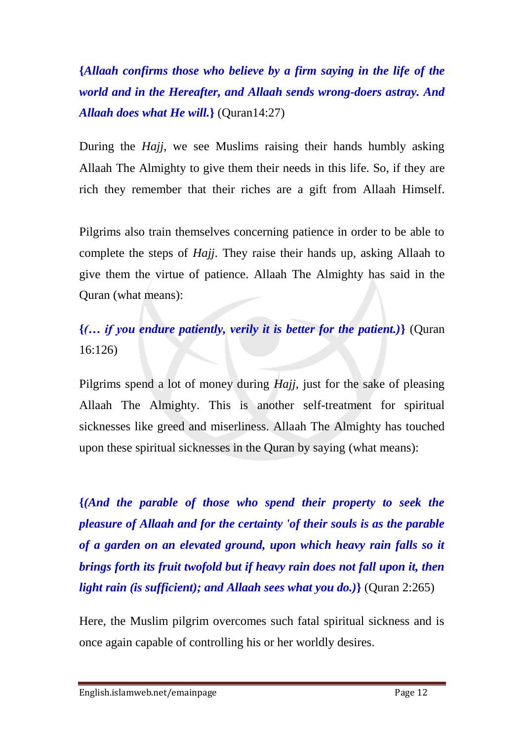**{*Allaah confirms those who believe by a firm saying in the life of the world and in the Hereafter, and Allaah sends wrong-doers astray. And Allaah does what He will.*}** (Quran14:27)

During the *Hajj*, we see Muslims raising their hands humbly asking Allaah The Almighty to give them their needs in this life. So, if they are rich they remember that their riches are a gift from Allaah Himself.

Pilgrims also train themselves concerning patience in order to be able to complete the steps of *Hajj*. They raise their hands up, asking Allaah to give them the virtue of patience. Allaah The Almighty has said in the Quran (what means):

**{*(… if you endure patiently, verily it is better for the patient.)*}** (Quran 16:126)

Pilgrims spend a lot of money during *Hajj*, just for the sake of pleasing Allaah The Almighty. This is another self-treatment for spiritual sicknesses like greed and miserliness. Allaah The Almighty has touched upon these spiritual sicknesses in the Quran by saying (what means):

**{*(And the parable of those who spend their property to seek the pleasure of Allaah and for the certainty 'of their souls is as the parable of a garden on an elevated ground, upon which heavy rain falls so it brings forth its fruit twofold but if heavy rain does not fall upon it, then light rain (is sufficient); and Allaah sees what you do.)*}** (Quran 2:265)

Here, the Muslim pilgrim overcomes such fatal spiritual sickness and is once again capable of controlling his or her worldly desires.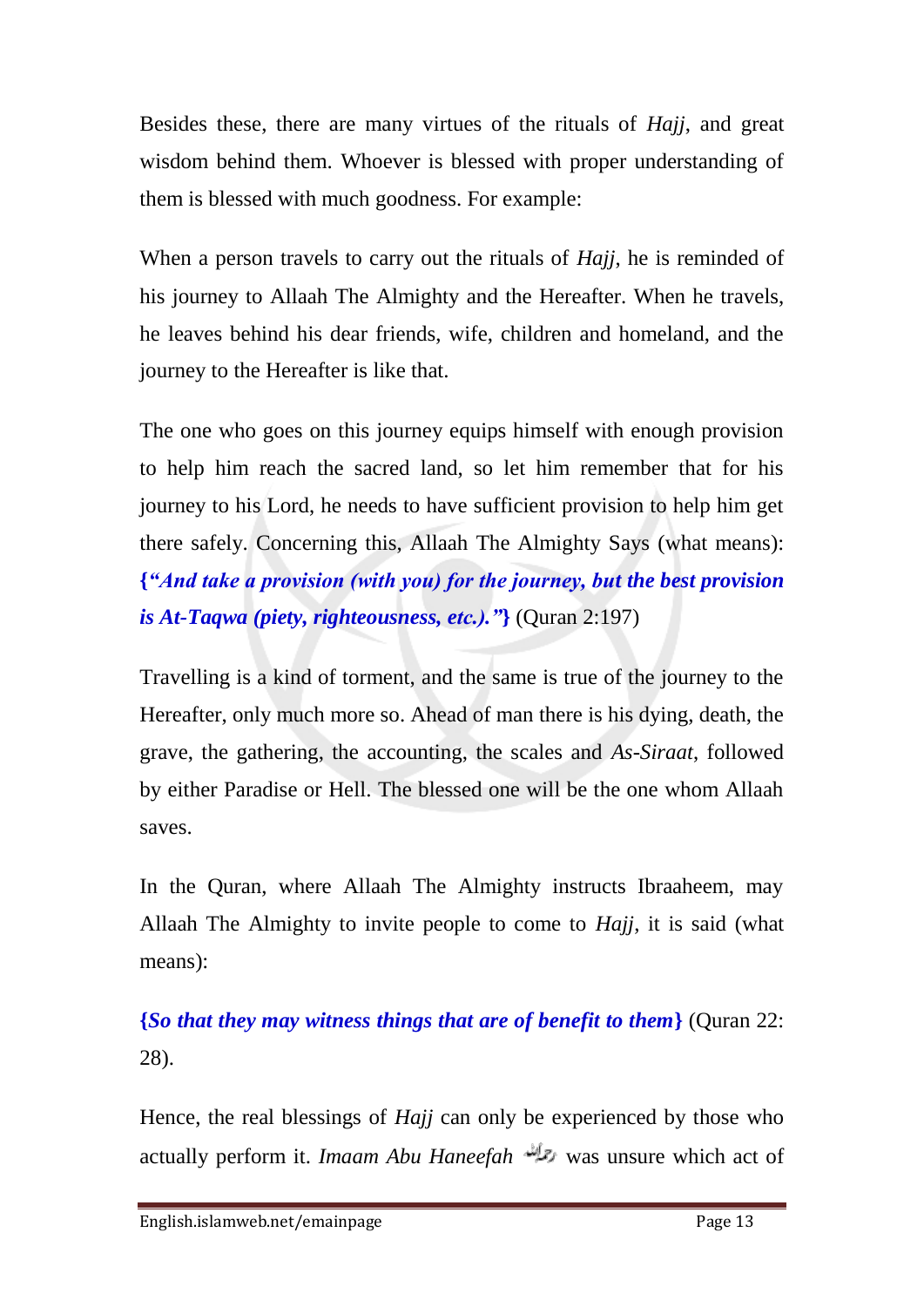Besides these, there are many virtues of the rituals of *Hajj*, and great wisdom behind them. Whoever is blessed with proper understanding of them is blessed with much goodness. For example:

When a person travels to carry out the rituals of *Hajj*, he is reminded of his journey to Allaah The Almighty and the Hereafter. When he travels, he leaves behind his dear friends, wife, children and homeland, and the journey to the Hereafter is like that.

The one who goes on this journey equips himself with enough provision to help him reach the sacred land, so let him remember that for his journey to his Lord, he needs to have sufficient provision to help him get there safely. Concerning this, Allaah The Almighty Says (what means): ***{"And take a provision (with you) for the journey, but the best provision is At-Taqwa (piety, righteousness, etc.)."}*** (Quran 2:197)

Travelling is a kind of torment, and the same is true of the journey to the Hereafter, only much more so. Ahead of man there is his dying, death, the grave, the gathering, the accounting, the scales and *As-Siraat*, followed by either Paradise or Hell. The blessed one will be the one whom Allaah saves.

In the Quran, where Allaah The Almighty instructs Ibraaheem, may Allaah The Almighty to invite people to come to *Hajj*, it is said (what means):

***{So that they may witness things that are of benefit to them}*** (Quran 22: 28).

Hence, the real blessings of *Hajj* can only be experienced by those who actually perform it. *Imaam Abu Haneefah* رحمه الله was unsure which act of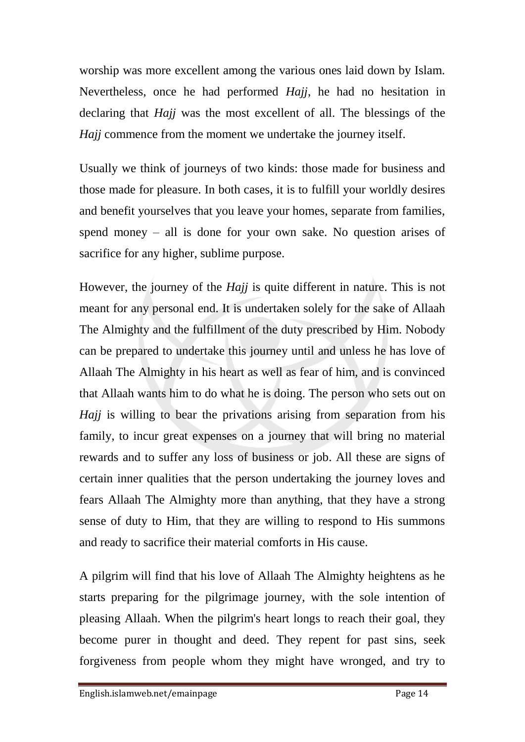worship was more excellent among the various ones laid down by Islam. Nevertheless, once he had performed *Hajj*, he had no hesitation in declaring that *Hajj* was the most excellent of all. The blessings of the *Hajj* commence from the moment we undertake the journey itself.

Usually we think of journeys of two kinds: those made for business and those made for pleasure. In both cases, it is to fulfill your worldly desires and benefit yourselves that you leave your homes, separate from families, spend money – all is done for your own sake. No question arises of sacrifice for any higher, sublime purpose.

However, the journey of the *Hajj* is quite different in nature. This is not meant for any personal end. It is undertaken solely for the sake of Allaah The Almighty and the fulfillment of the duty prescribed by Him. Nobody can be prepared to undertake this journey until and unless he has love of Allaah The Almighty in his heart as well as fear of him, and is convinced that Allaah wants him to do what he is doing. The person who sets out on *Hajj* is willing to bear the privations arising from separation from his family, to incur great expenses on a journey that will bring no material rewards and to suffer any loss of business or job. All these are signs of certain inner qualities that the person undertaking the journey loves and fears Allaah The Almighty more than anything, that they have a strong sense of duty to Him, that they are willing to respond to His summons and ready to sacrifice their material comforts in His cause.

A pilgrim will find that his love of Allaah The Almighty heightens as he starts preparing for the pilgrimage journey, with the sole intention of pleasing Allaah. When the pilgrim's heart longs to reach their goal, they become purer in thought and deed. They repent for past sins, seek forgiveness from people whom they might have wronged, and try to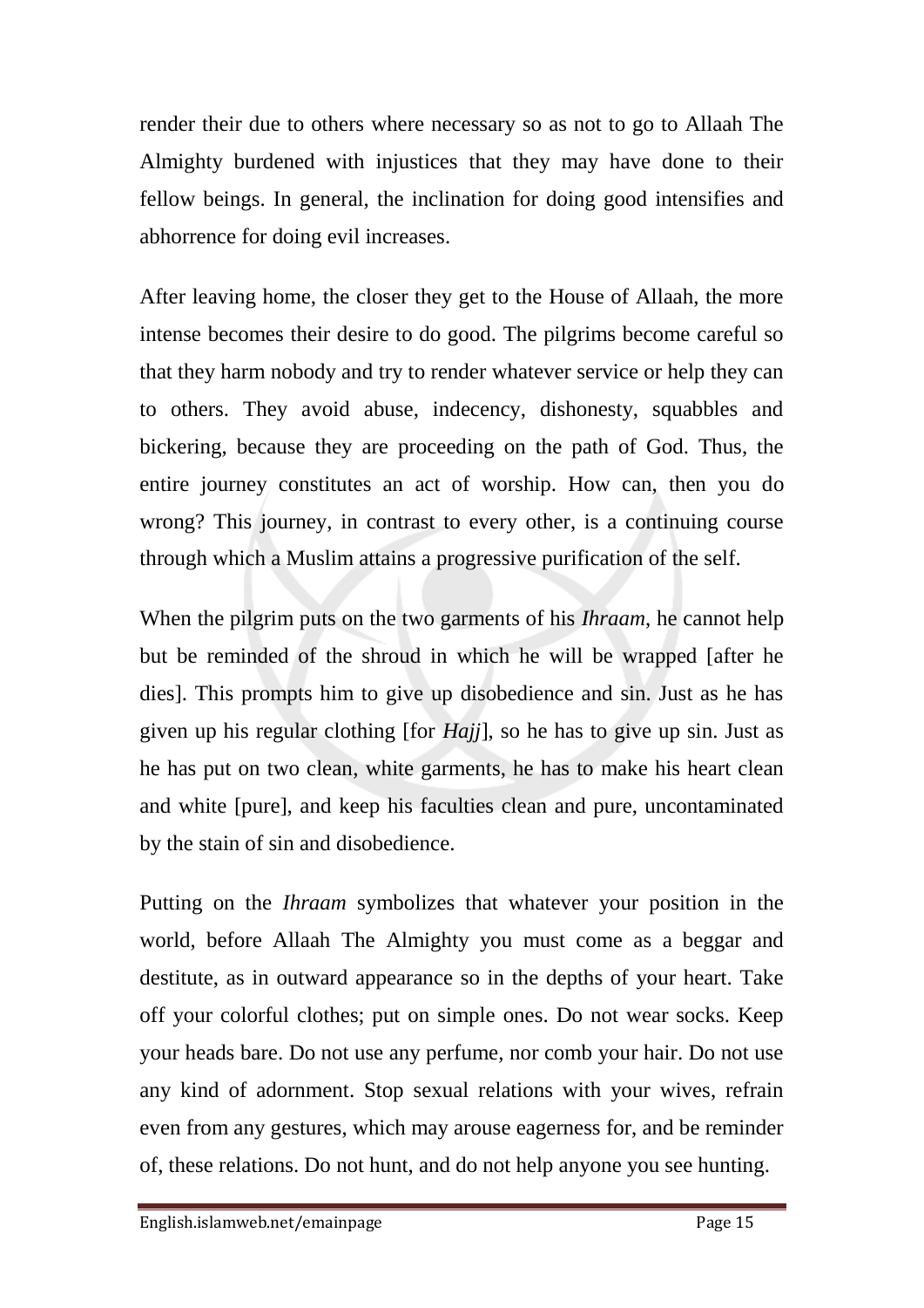render their due to others where necessary so as not to go to Allaah The Almighty burdened with injustices that they may have done to their fellow beings. In general, the inclination for doing good intensifies and abhorrence for doing evil increases.

After leaving home, the closer they get to the House of Allaah, the more intense becomes their desire to do good. The pilgrims become careful so that they harm nobody and try to render whatever service or help they can to others. They avoid abuse, indecency, dishonesty, squabbles and bickering, because they are proceeding on the path of God. Thus, the entire journey constitutes an act of worship. How can, then you do wrong? This journey, in contrast to every other, is a continuing course through which a Muslim attains a progressive purification of the self.

When the pilgrim puts on the two garments of his *Ihraam*, he cannot help but be reminded of the shroud in which he will be wrapped [after he dies]. This prompts him to give up disobedience and sin. Just as he has given up his regular clothing [for *Hajj*], so he has to give up sin. Just as he has put on two clean, white garments, he has to make his heart clean and white [pure], and keep his faculties clean and pure, uncontaminated by the stain of sin and disobedience.

Putting on the *Ihraam* symbolizes that whatever your position in the world, before Allaah The Almighty you must come as a beggar and destitute, as in outward appearance so in the depths of your heart. Take off your colorful clothes; put on simple ones. Do not wear socks. Keep your heads bare. Do not use any perfume, nor comb your hair. Do not use any kind of adornment. Stop sexual relations with your wives, refrain even from any gestures, which may arouse eagerness for, and be reminder of, these relations. Do not hunt, and do not help anyone you see hunting.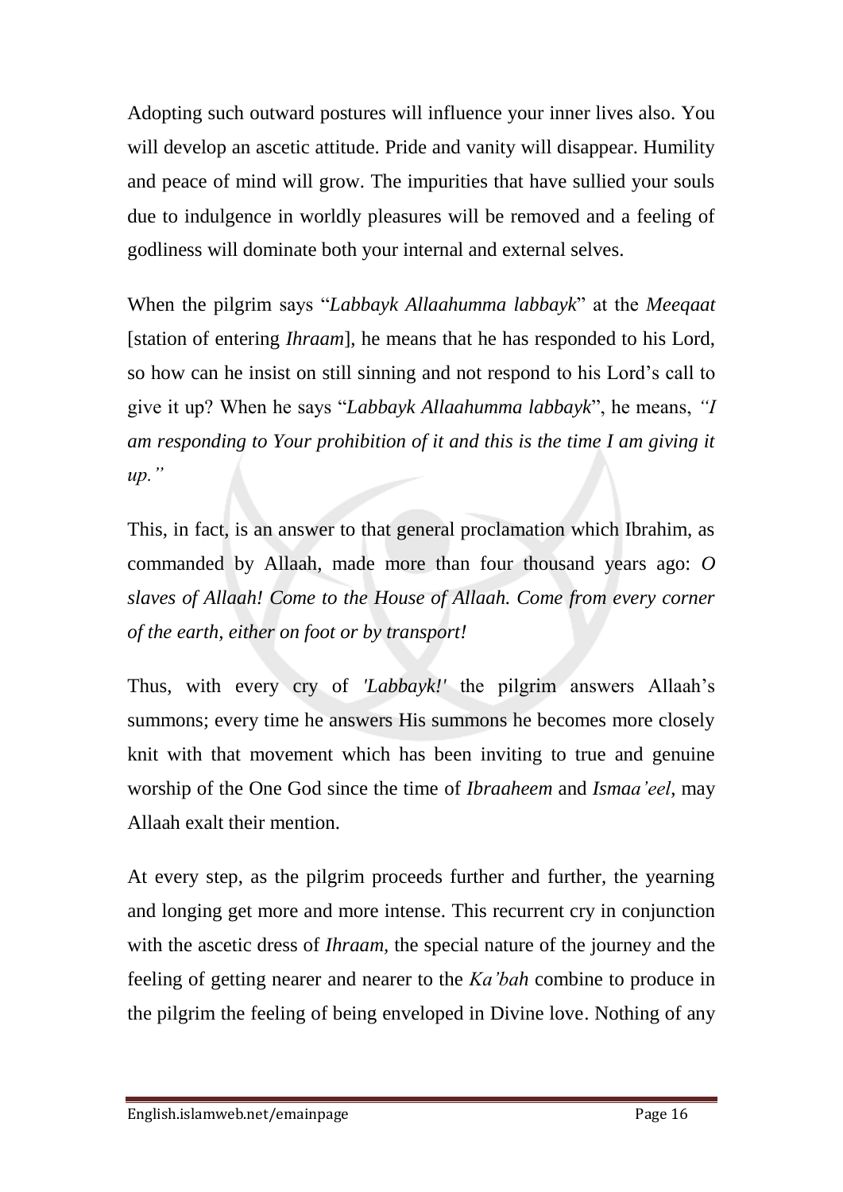Adopting such outward postures will influence your inner lives also. You will develop an ascetic attitude. Pride and vanity will disappear. Humility and peace of mind will grow. The impurities that have sullied your souls due to indulgence in worldly pleasures will be removed and a feeling of godliness will dominate both your internal and external selves.

When the pilgrim says "*Labbayk Allaahumma labbayk*" at the *Meeqaat* [station of entering *Ihraam*], he means that he has responded to his Lord, so how can he insist on still sinning and not respond to his Lord's call to give it up? When he says "*Labbayk Allaahumma labbayk*", he means, *"I am responding to Your prohibition of it and this is the time I am giving it up."*

This, in fact, is an answer to that general proclamation which Ibrahim, as commanded by Allaah, made more than four thousand years ago: *O slaves of Allaah! Come to the House of Allaah. Come from every corner of the earth, either on foot or by transport!*

Thus, with every cry of *'Labbayk!'* the pilgrim answers Allaah's summons; every time he answers His summons he becomes more closely knit with that movement which has been inviting to true and genuine worship of the One God since the time of *Ibraaheem* and *Ismaa'eel*, may Allaah exalt their mention.

At every step, as the pilgrim proceeds further and further, the yearning and longing get more and more intense. This recurrent cry in conjunction with the ascetic dress of *Ihraam*, the special nature of the journey and the feeling of getting nearer and nearer to the *Ka'bah* combine to produce in the pilgrim the feeling of being enveloped in Divine love. Nothing of any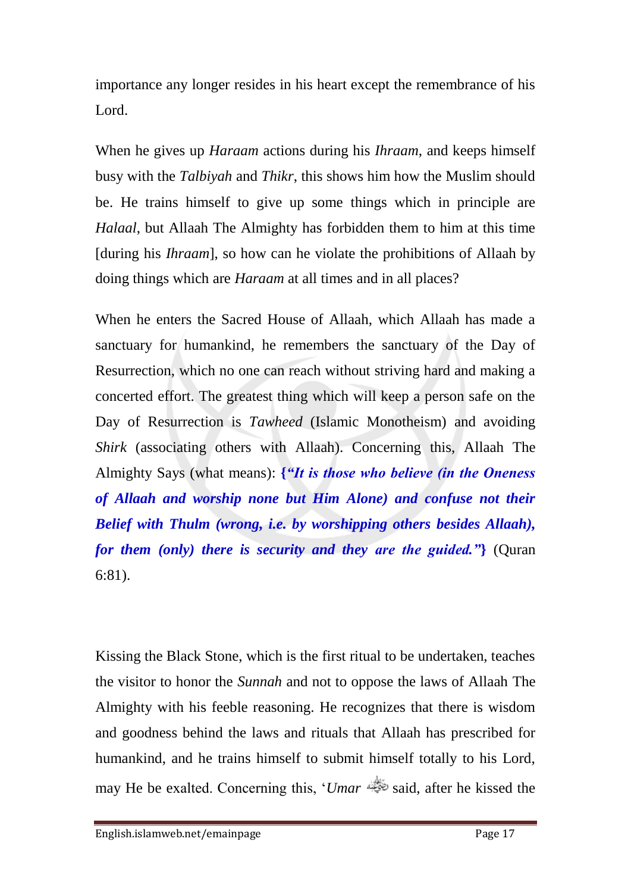importance any longer resides in his heart except the remembrance of his Lord.

When he gives up *Haraam* actions during his *Ihraam*, and keeps himself busy with the *Talbiyah* and *Thikr*, this shows him how the Muslim should be. He trains himself to give up some things which in principle are *Halaal*, but Allaah The Almighty has forbidden them to him at this time [during his *Ihraam*], so how can he violate the prohibitions of Allaah by doing things which are *Haraam* at all times and in all places?

When he enters the Sacred House of Allaah, which Allaah has made a sanctuary for humankind, he remembers the sanctuary of the Day of Resurrection, which no one can reach without striving hard and making a concerted effort. The greatest thing which will keep a person safe on the Day of Resurrection is *Tawheed* (Islamic Monotheism) and avoiding *Shirk* (associating others with Allaah). Concerning this, Allaah The Almighty Says (what means): **{*"It is those who believe (in the Oneness of Allaah and worship none but Him Alone) and confuse not their Belief with Thulm (wrong, i.e. by worshipping others besides Allaah), for them (only) there is security and they are the guided."*}** (Quran 6:81).

Kissing the Black Stone, which is the first ritual to be undertaken, teaches the visitor to honor the *Sunnah* and not to oppose the laws of Allaah The Almighty with his feeble reasoning. He recognizes that there is wisdom and goodness behind the laws and rituals that Allaah has prescribed for humankind, and he trains himself to submit himself totally to his Lord, may He be exalted. Concerning this, '*Umar* said, after he kissed the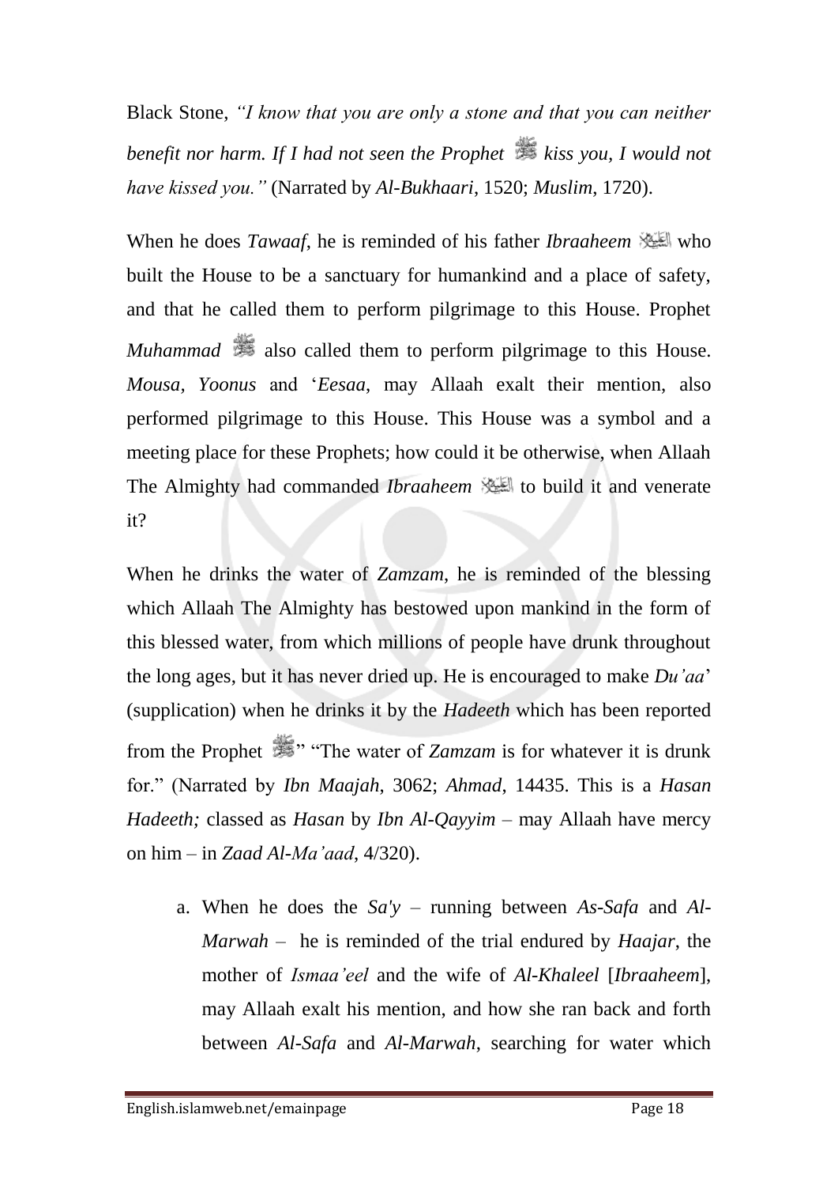Black Stone, *"I know that you are only a stone and that you can neither benefit nor harm. If I had not seen the Prophet ﷺ kiss you, I would not have kissed you."* (Narrated by *Al-Bukhaari*, 1520; *Muslim*, 1720).

When he does *Tawaaf*, he is reminded of his father *Ibraaheem* عليه السلام who built the House to be a sanctuary for humankind and a place of safety, and that he called them to perform pilgrimage to this House. Prophet *Muhammad* ﷺ also called them to perform pilgrimage to this House. *Mousa, Yoonus* and '*Eesaa*, may Allaah exalt their mention, also performed pilgrimage to this House. This House was a symbol and a meeting place for these Prophets; how could it be otherwise, when Allaah The Almighty had commanded *Ibraaheem* عليه السلام to build it and venerate it?

When he drinks the water of *Zamzam*, he is reminded of the blessing which Allaah The Almighty has bestowed upon mankind in the form of this blessed water, from which millions of people have drunk throughout the long ages, but it has never dried up. He is encouraged to make *Du'aa*' (supplication) when he drinks it by the *Hadeeth* which has been reported from the Prophet ﷺ" "The water of *Zamzam* is for whatever it is drunk for." (Narrated by *Ibn Maajah*, 3062; *Ahmad*, 14435. This is a *Hasan Hadeeth;* classed as *Hasan* by *Ibn Al-Qayyim* – may Allaah have mercy on him – in *Zaad Al-Ma'aad*, 4/320).

a. When he does the *Sa'y* – running between *As-Safa* and *Al-Marwah* – he is reminded of the trial endured by *Haajar*, the mother of *Ismaa'eel* and the wife of *Al-Khaleel* [*Ibraaheem*], may Allaah exalt his mention, and how she ran back and forth between *Al-Safa* and *Al-Marwah*, searching for water which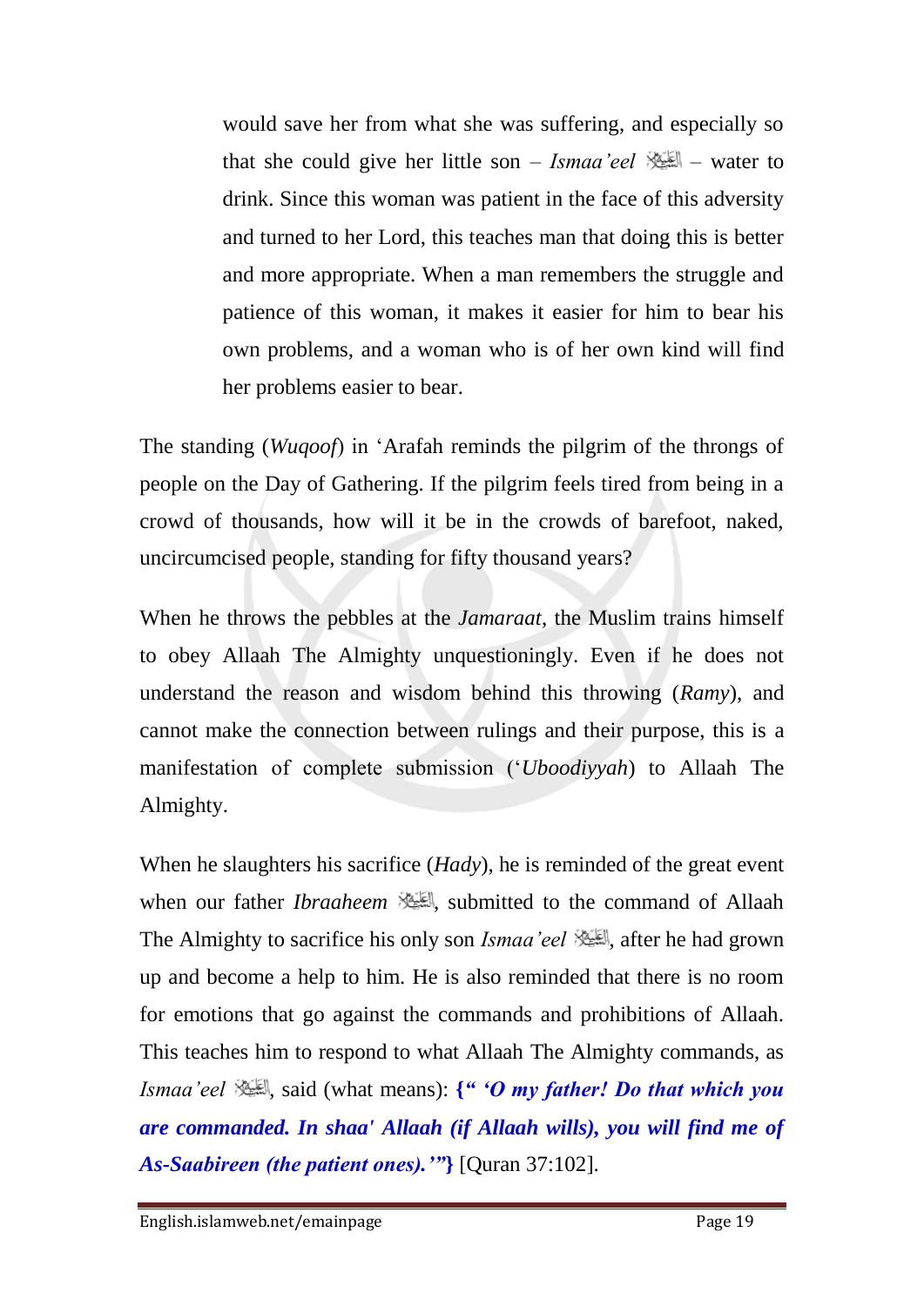would save her from what she was suffering, and especially so that she could give her little son – *Ismaa'eel* ﷺ – water to drink. Since this woman was patient in the face of this adversity and turned to her Lord, this teaches man that doing this is better and more appropriate. When a man remembers the struggle and patience of this woman, it makes it easier for him to bear his own problems, and a woman who is of her own kind will find her problems easier to bear.

The standing (*Wuqoof*) in 'Arafah reminds the pilgrim of the throngs of people on the Day of Gathering. If the pilgrim feels tired from being in a crowd of thousands, how will it be in the crowds of barefoot, naked, uncircumcised people, standing for fifty thousand years?

When he throws the pebbles at the *Jamaraat*, the Muslim trains himself to obey Allaah The Almighty unquestioningly. Even if he does not understand the reason and wisdom behind this throwing (*Ramy*), and cannot make the connection between rulings and their purpose, this is a manifestation of complete submission ('*Uboodiyyah*) to Allaah The Almighty.

When he slaughters his sacrifice (*Hady*), he is reminded of the great event when our father *Ibraaheem* ﷺ, submitted to the command of Allaah The Almighty to sacrifice his only son *Ismaa'eel* ﷺ, after he had grown up and become a help to him. He is also reminded that there is no room for emotions that go against the commands and prohibitions of Allaah. This teaches him to respond to what Allaah The Almighty commands, as *Ismaa'eel* ﷺ, said (what means): **{" *'O my father! Do that which you are commanded. In shaa' Allaah (if Allaah wills), you will find me of As-Saabireen (the patient ones).'"*}** [Quran 37:102].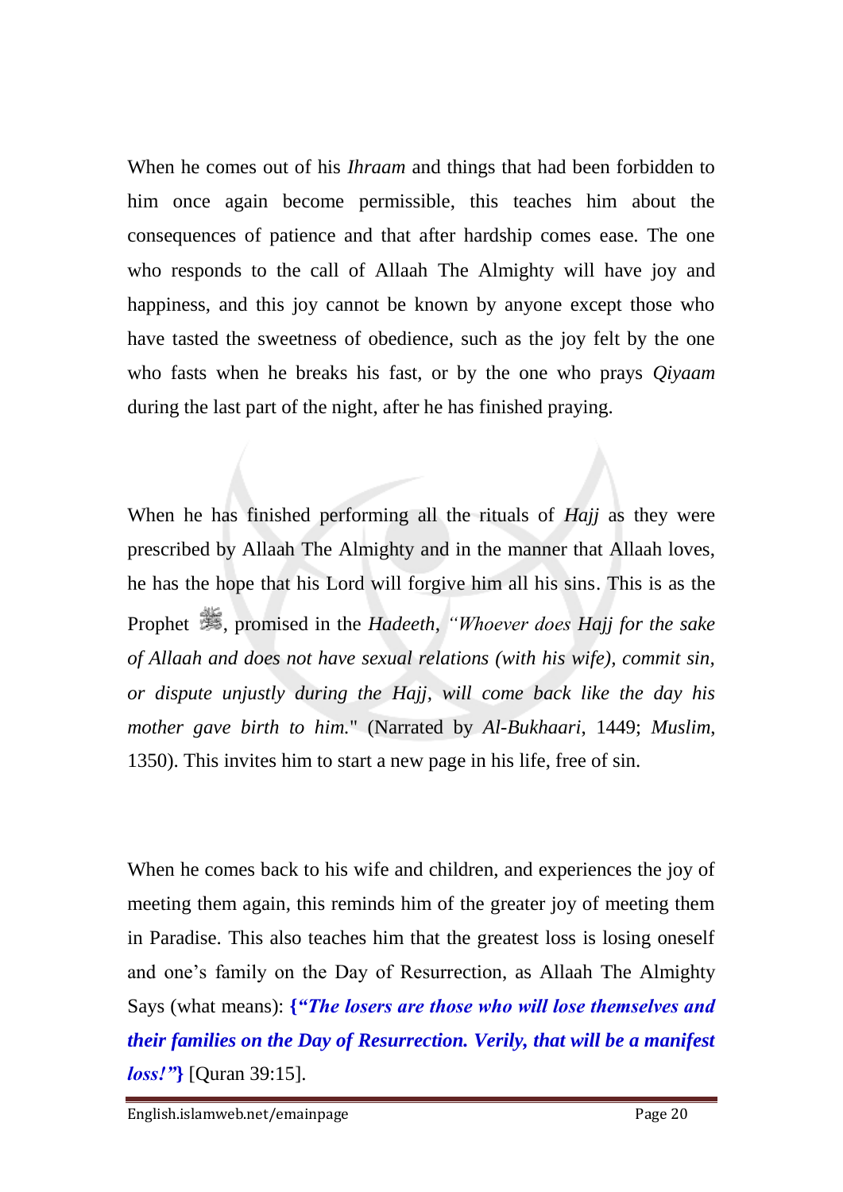When he comes out of his *Ihraam* and things that had been forbidden to him once again become permissible, this teaches him about the consequences of patience and that after hardship comes ease. The one who responds to the call of Allaah The Almighty will have joy and happiness, and this joy cannot be known by anyone except those who have tasted the sweetness of obedience, such as the joy felt by the one who fasts when he breaks his fast, or by the one who prays *Qiyaam* during the last part of the night, after he has finished praying.

When he has finished performing all the rituals of *Hajj* as they were prescribed by Allaah The Almighty and in the manner that Allaah loves, he has the hope that his Lord will forgive him all his sins. This is as the Prophet ﷺ, promised in the *Hadeeth*, *"Whoever does Hajj for the sake of Allaah and does not have sexual relations (with his wife), commit sin, or dispute unjustly during the Hajj, will come back like the day his mother gave birth to him."* (Narrated by *Al-Bukhaari*, 1449; *Muslim*, 1350). This invites him to start a new page in his life, free of sin.

When he comes back to his wife and children, and experiences the joy of meeting them again, this reminds him of the greater joy of meeting them in Paradise. This also teaches him that the greatest loss is losing oneself and one's family on the Day of Resurrection, as Allaah The Almighty Says (what means): **{*"The losers are those who will lose themselves and their families on the Day of Resurrection. Verily, that will be a manifest loss!"*}** [Quran 39:15].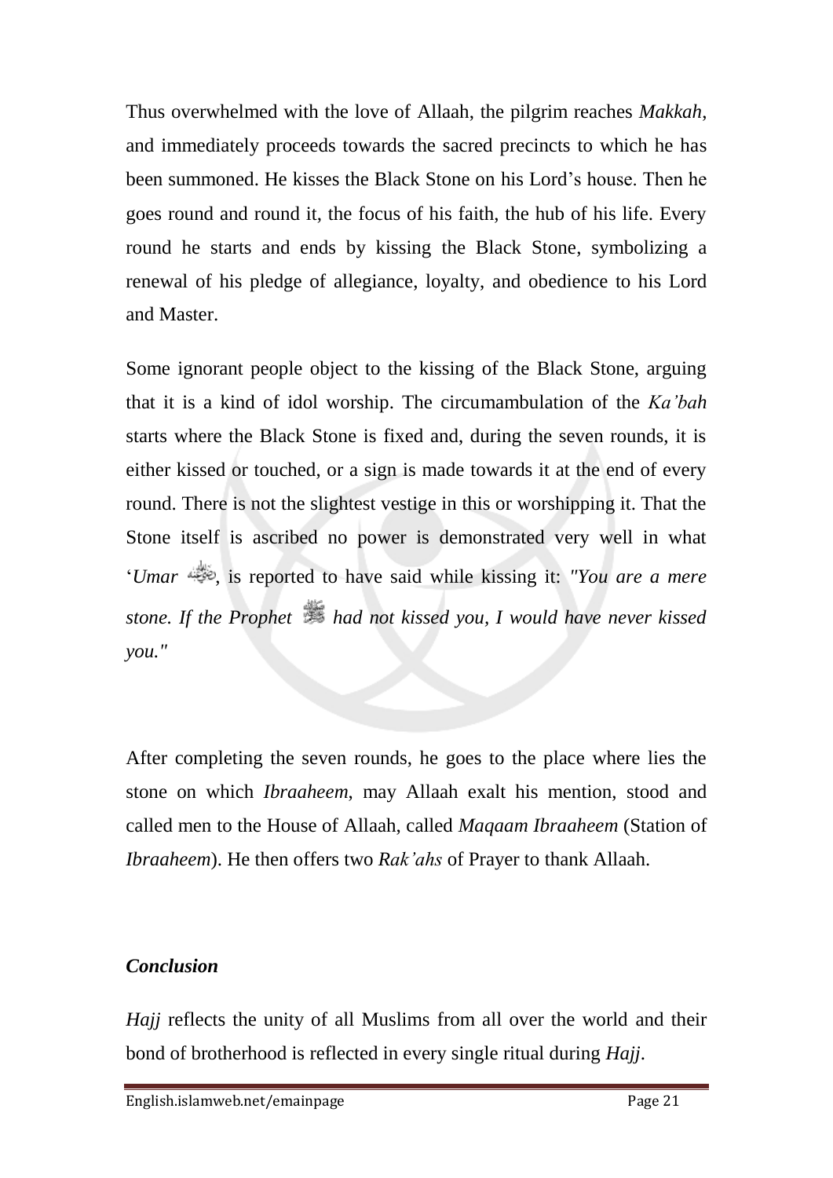Thus overwhelmed with the love of Allaah, the pilgrim reaches *Makkah*, and immediately proceeds towards the sacred precincts to which he has been summoned. He kisses the Black Stone on his Lord's house. Then he goes round and round it, the focus of his faith, the hub of his life. Every round he starts and ends by kissing the Black Stone, symbolizing a renewal of his pledge of allegiance, loyalty, and obedience to his Lord and Master.

Some ignorant people object to the kissing of the Black Stone, arguing that it is a kind of idol worship. The circumambulation of the *Ka'bah* starts where the Black Stone is fixed and, during the seven rounds, it is either kissed or touched, or a sign is made towards it at the end of every round. There is not the slightest vestige in this or worshipping it. That the Stone itself is ascribed no power is demonstrated very well in what '*Umar*, is reported to have said while kissing it: *"You are a mere stone. If the Prophet had not kissed you, I would have never kissed you."*

After completing the seven rounds, he goes to the place where lies the stone on which *Ibraaheem*, may Allaah exalt his mention, stood and called men to the House of Allaah, called *Maqaam Ibraaheem* (Station of *Ibraaheem*). He then offers two *Rak'ahs* of Prayer to thank Allaah.

***Conclusion***

*Hajj* reflects the unity of all Muslims from all over the world and their bond of brotherhood is reflected in every single ritual during *Hajj*.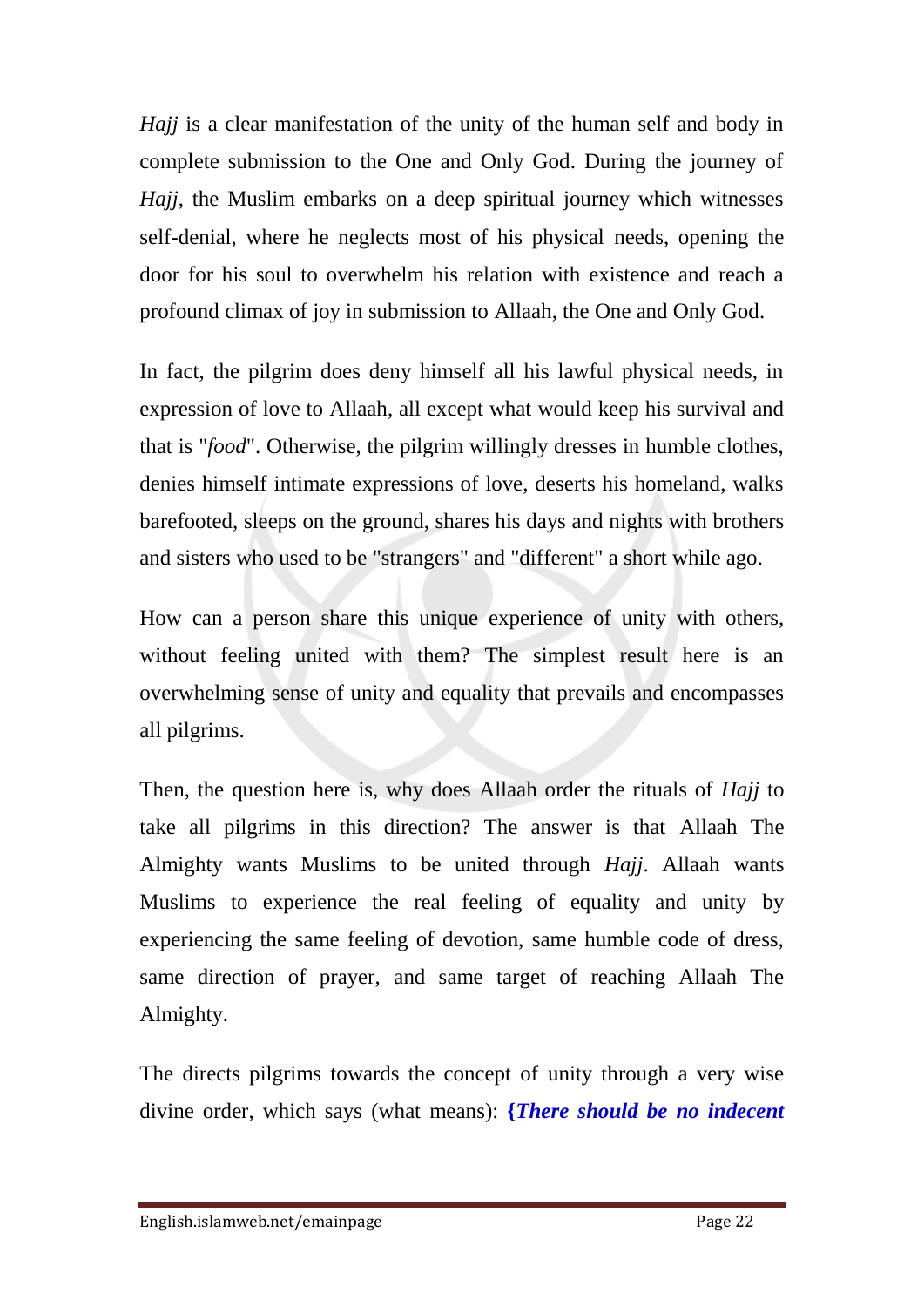*Hajj* is a clear manifestation of the unity of the human self and body in complete submission to the One and Only God. During the journey of *Hajj*, the Muslim embarks on a deep spiritual journey which witnesses self-denial, where he neglects most of his physical needs, opening the door for his soul to overwhelm his relation with existence and reach a profound climax of joy in submission to Allaah, the One and Only God.

In fact, the pilgrim does deny himself all his lawful physical needs, in expression of love to Allaah, all except what would keep his survival and that is "*food*". Otherwise, the pilgrim willingly dresses in humble clothes, denies himself intimate expressions of love, deserts his homeland, walks barefooted, sleeps on the ground, shares his days and nights with brothers and sisters who used to be "strangers" and "different" a short while ago.

How can a person share this unique experience of unity with others, without feeling united with them? The simplest result here is an overwhelming sense of unity and equality that prevails and encompasses all pilgrims.

Then, the question here is, why does Allaah order the rituals of *Hajj* to take all pilgrims in this direction? The answer is that Allaah The Almighty wants Muslims to be united through *Hajj*. Allaah wants Muslims to experience the real feeling of equality and unity by experiencing the same feeling of devotion, same humble code of dress, same direction of prayer, and same target of reaching Allaah The Almighty.

The directs pilgrims towards the concept of unity through a very wise divine order, which says (what means): **{*There should be no indecent***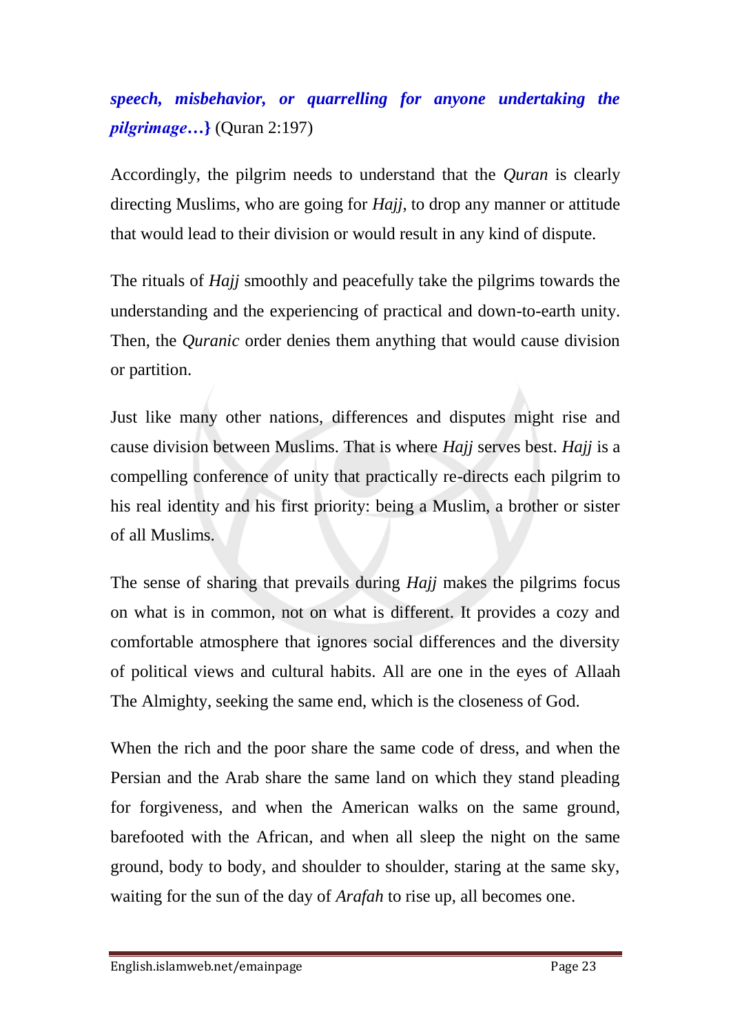***speech, misbehavior, or quarrelling for anyone undertaking the pilgrimage…}*** (Quran 2:197)

Accordingly, the pilgrim needs to understand that the *Quran* is clearly directing Muslims, who are going for *Hajj*, to drop any manner or attitude that would lead to their division or would result in any kind of dispute.

The rituals of *Hajj* smoothly and peacefully take the pilgrims towards the understanding and the experiencing of practical and down-to-earth unity. Then, the *Quranic* order denies them anything that would cause division or partition.

Just like many other nations, differences and disputes might rise and cause division between Muslims. That is where *Hajj* serves best. *Hajj* is a compelling conference of unity that practically re-directs each pilgrim to his real identity and his first priority: being a Muslim, a brother or sister of all Muslims.

The sense of sharing that prevails during *Hajj* makes the pilgrims focus on what is in common, not on what is different. It provides a cozy and comfortable atmosphere that ignores social differences and the diversity of political views and cultural habits. All are one in the eyes of Allaah The Almighty, seeking the same end, which is the closeness of God.

When the rich and the poor share the same code of dress, and when the Persian and the Arab share the same land on which they stand pleading for forgiveness, and when the American walks on the same ground, barefooted with the African, and when all sleep the night on the same ground, body to body, and shoulder to shoulder, staring at the same sky, waiting for the sun of the day of *Arafah* to rise up, all becomes one.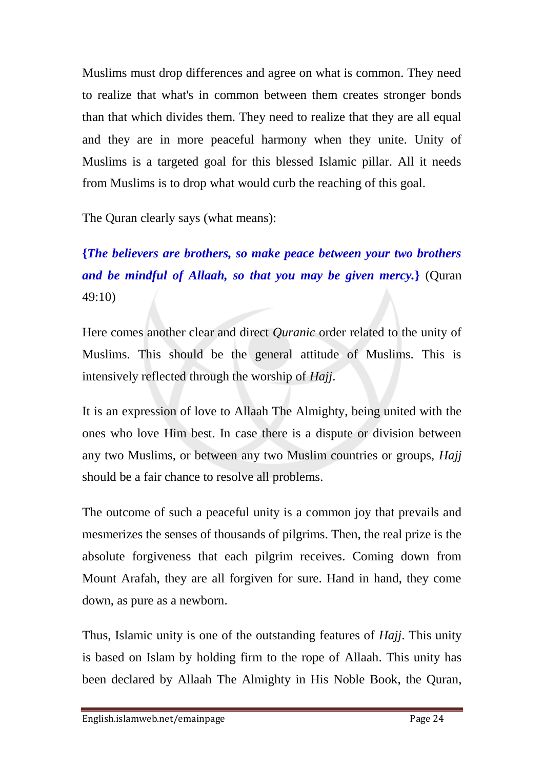Muslims must drop differences and agree on what is common. They need to realize that what's in common between them creates stronger bonds than that which divides them. They need to realize that they are all equal and they are in more peaceful harmony when they unite. Unity of Muslims is a targeted goal for this blessed Islamic pillar. All it needs from Muslims is to drop what would curb the reaching of this goal.

The Quran clearly says (what means):

***{The believers are brothers, so make peace between your two brothers and be mindful of Allaah, so that you may be given mercy.}*** (Quran 49:10)

Here comes another clear and direct *Quranic* order related to the unity of Muslims. This should be the general attitude of Muslims. This is intensively reflected through the worship of *Hajj*.

It is an expression of love to Allaah The Almighty, being united with the ones who love Him best. In case there is a dispute or division between any two Muslims, or between any two Muslim countries or groups, *Hajj* should be a fair chance to resolve all problems.

The outcome of such a peaceful unity is a common joy that prevails and mesmerizes the senses of thousands of pilgrims. Then, the real prize is the absolute forgiveness that each pilgrim receives. Coming down from Mount Arafah, they are all forgiven for sure. Hand in hand, they come down, as pure as a newborn.

Thus, Islamic unity is one of the outstanding features of *Hajj*. This unity is based on Islam by holding firm to the rope of Allaah. This unity has been declared by Allaah The Almighty in His Noble Book, the Quran,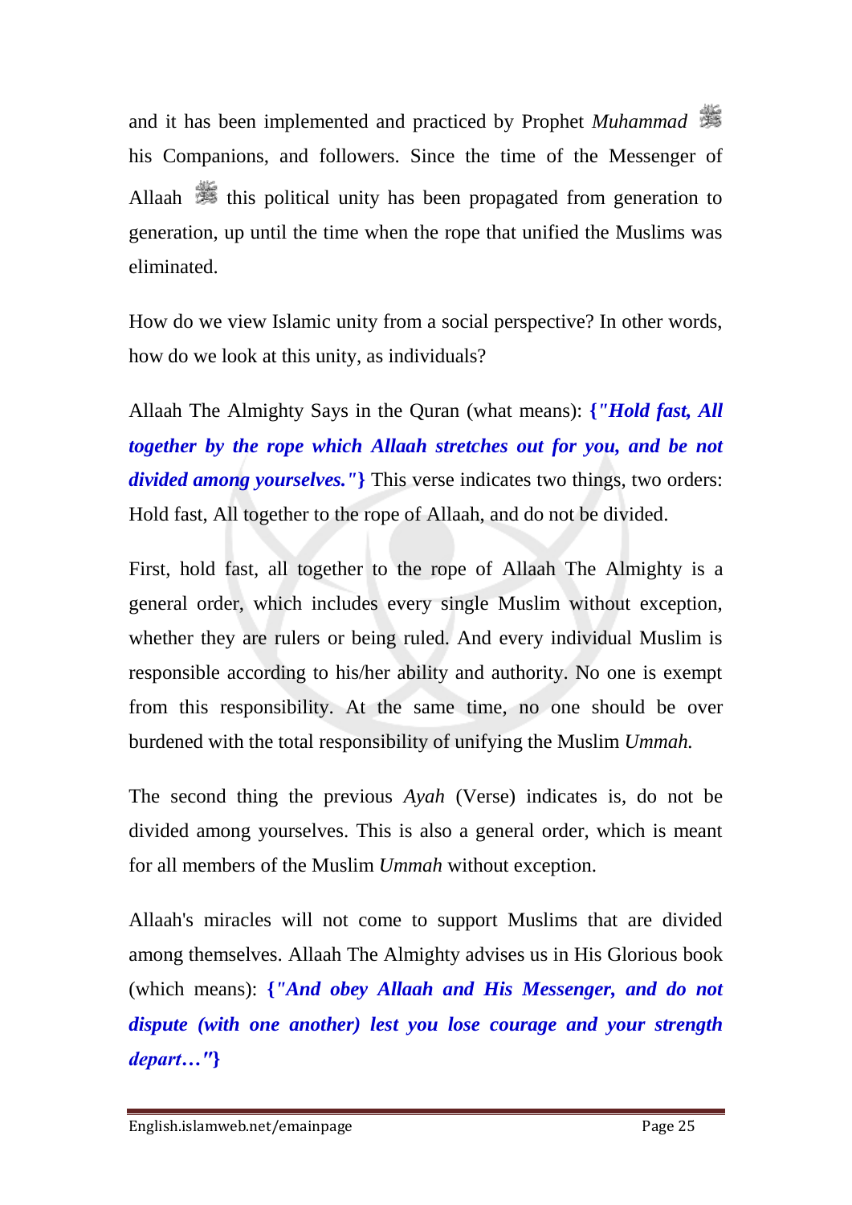and it has been implemented and practiced by Prophet *Muhammad* ﷺ his Companions, and followers. Since the time of the Messenger of Allaah ﷺ this political unity has been propagated from generation to generation, up until the time when the rope that unified the Muslims was eliminated.

How do we view Islamic unity from a social perspective? In other words, how do we look at this unity, as individuals?

Allaah The Almighty Says in the Quran (what means): **{*"Hold fast, All together by the rope which Allaah stretches out for you, and be not divided among yourselves."*}** This verse indicates two things, two orders: Hold fast, All together to the rope of Allaah, and do not be divided.

First, hold fast, all together to the rope of Allaah The Almighty is a general order, which includes every single Muslim without exception, whether they are rulers or being ruled. And every individual Muslim is responsible according to his/her ability and authority. No one is exempt from this responsibility. At the same time, no one should be over burdened with the total responsibility of unifying the Muslim *Ummah.*

The second thing the previous *Ayah* (Verse) indicates is, do not be divided among yourselves. This is also a general order, which is meant for all members of the Muslim *Ummah* without exception.

Allaah's miracles will not come to support Muslims that are divided among themselves. Allaah The Almighty advises us in His Glorious book (which means): **{*"And obey Allaah and His Messenger, and do not dispute (with one another) lest you lose courage and your strength depart…"*}**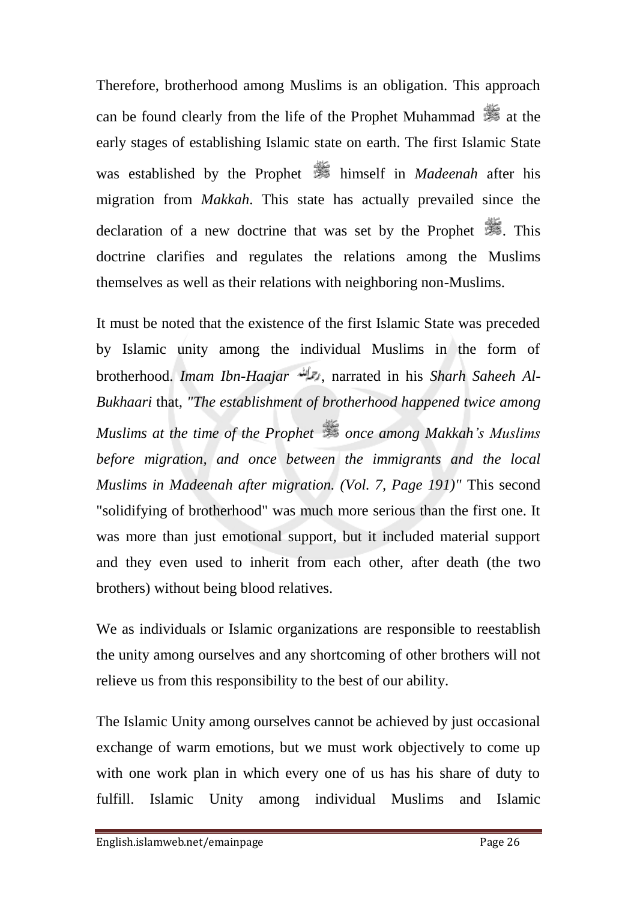Therefore, brotherhood among Muslims is an obligation. This approach can be found clearly from the life of the Prophet Muhammad ﷺ at the early stages of establishing Islamic state on earth. The first Islamic State was established by the Prophet ﷺ himself in *Madeenah* after his migration from *Makkah*. This state has actually prevailed since the declaration of a new doctrine that was set by the Prophet ﷺ. This doctrine clarifies and regulates the relations among the Muslims themselves as well as their relations with neighboring non-Muslims.

It must be noted that the existence of the first Islamic State was preceded by Islamic unity among the individual Muslims in the form of brotherhood. *Imam Ibn-Haajar* رحمه الله, narrated in his *Sharh Saheeh Al-Bukhaari* that, *"The establishment of brotherhood happened twice among Muslims at the time of the Prophet* ﷺ *once among Makkah's Muslims before migration, and once between the immigrants and the local Muslims in Madeenah after migration. (Vol. 7, Page 191)"* This second "solidifying of brotherhood" was much more serious than the first one. It was more than just emotional support, but it included material support and they even used to inherit from each other, after death (the two brothers) without being blood relatives.

We as individuals or Islamic organizations are responsible to reestablish the unity among ourselves and any shortcoming of other brothers will not relieve us from this responsibility to the best of our ability.

The Islamic Unity among ourselves cannot be achieved by just occasional exchange of warm emotions, but we must work objectively to come up with one work plan in which every one of us has his share of duty to fulfill. Islamic Unity among individual Muslims and Islamic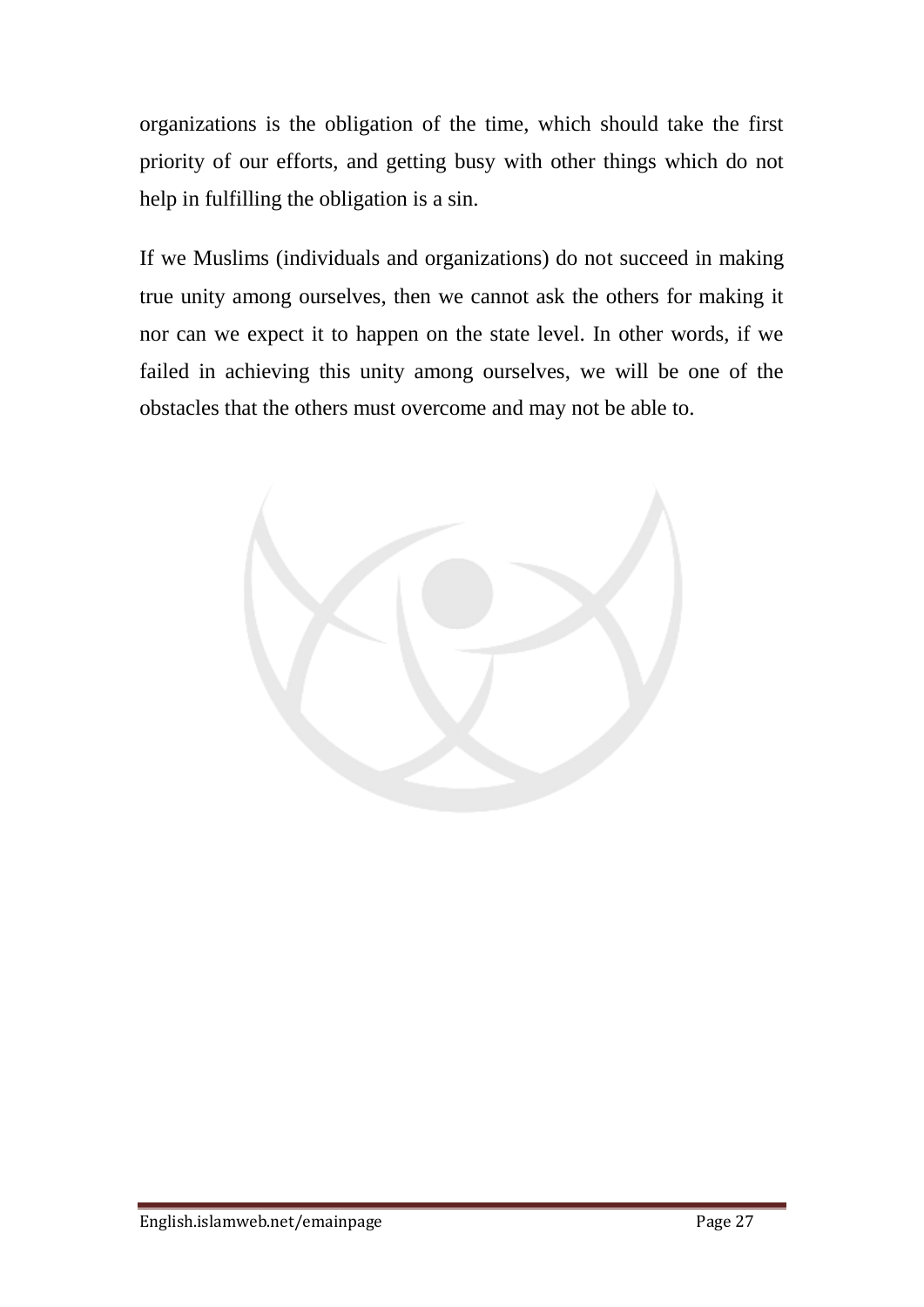organizations is the obligation of the time, which should take the first priority of our efforts, and getting busy with other things which do not help in fulfilling the obligation is a sin.

If we Muslims (individuals and organizations) do not succeed in making true unity among ourselves, then we cannot ask the others for making it nor can we expect it to happen on the state level. In other words, if we failed in achieving this unity among ourselves, we will be one of the obstacles that the others must overcome and may not be able to.